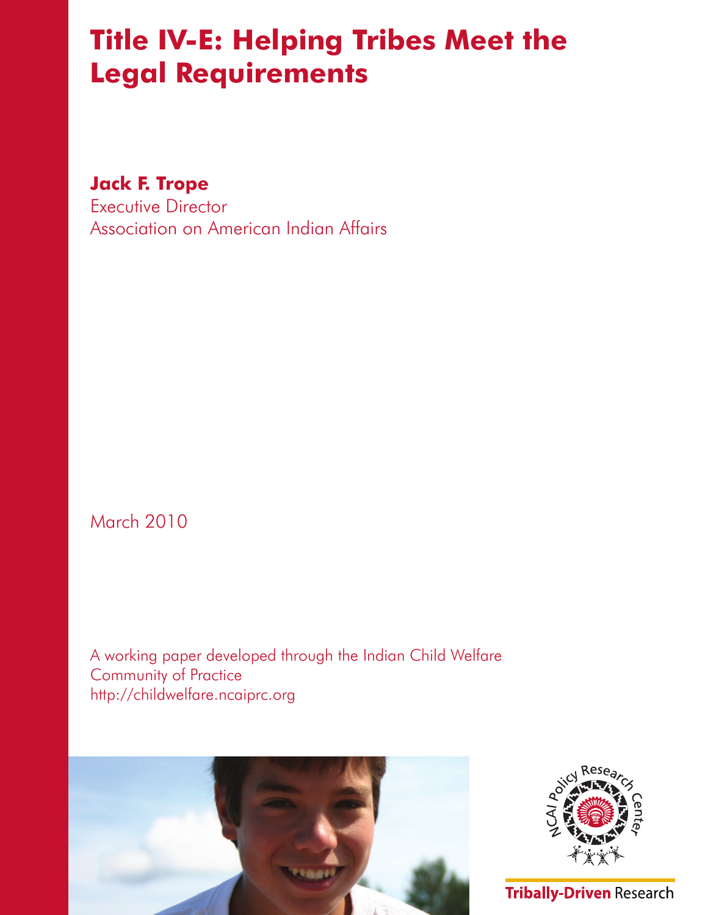# Title IV-E: Helping Tribes Meet the Legal Requirements

**Jack F. Trope**
Executive Director
Association on American Indian Affairs

March 2010

A working paper developed through the Indian Child Welfare Community of Practice
http://childwelfare.ncaiprc.org

NCAI Policy Research Center

**Tribally-Driven** Research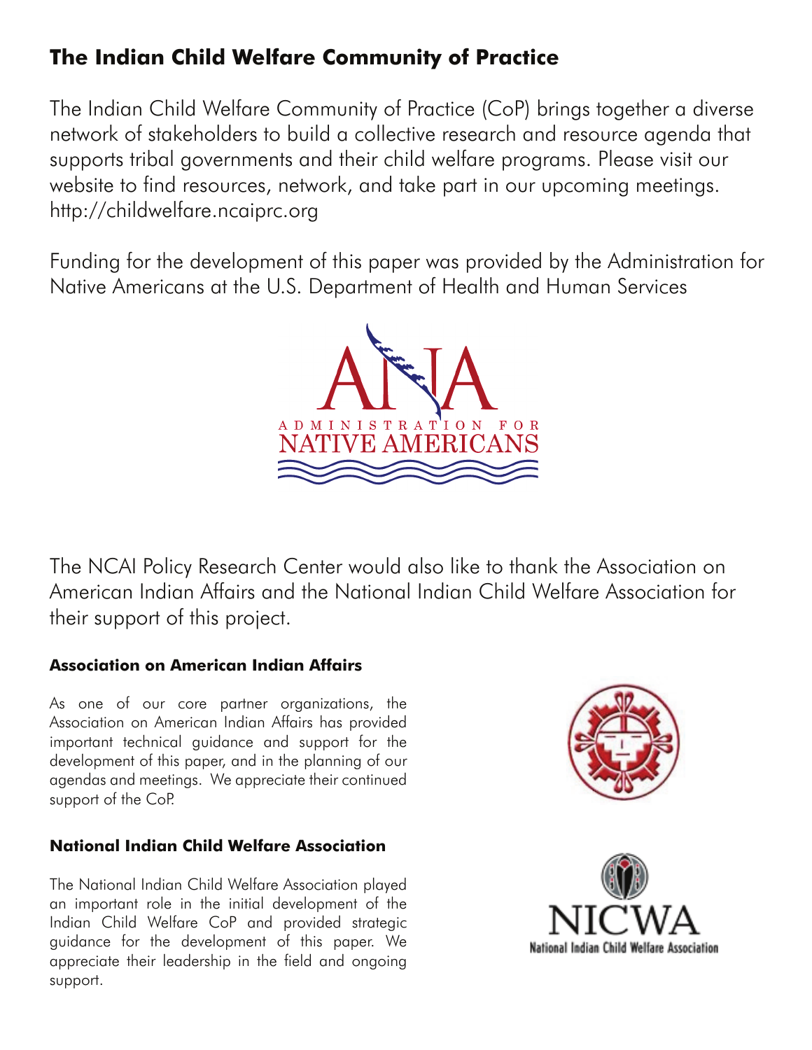## The Indian Child Welfare Community of Practice

The Indian Child Welfare Community of Practice (CoP) brings together a diverse network of stakeholders to build a collective research and resource agenda that supports tribal governments and their child welfare programs. Please visit our website to find resources, network, and take part in our upcoming meetings. http://childwelfare.ncaiprc.org

Funding for the development of this paper was provided by the Administration for Native Americans at the U.S. Department of Health and Human Services

The NCAI Policy Research Center would also like to thank the Association on American Indian Affairs and the National Indian Child Welfare Association for their support of this project.

### Association on American Indian Affairs

As one of our core partner organizations, the Association on American Indian Affairs has provided important technical guidance and support for the development of this paper, and in the planning of our agendas and meetings. We appreciate their continued support of the CoP.

### National Indian Child Welfare Association

The National Indian Child Welfare Association played an important role in the initial development of the Indian Child Welfare CoP and provided strategic guidance for the development of this paper. We appreciate their leadership in the field and ongoing support.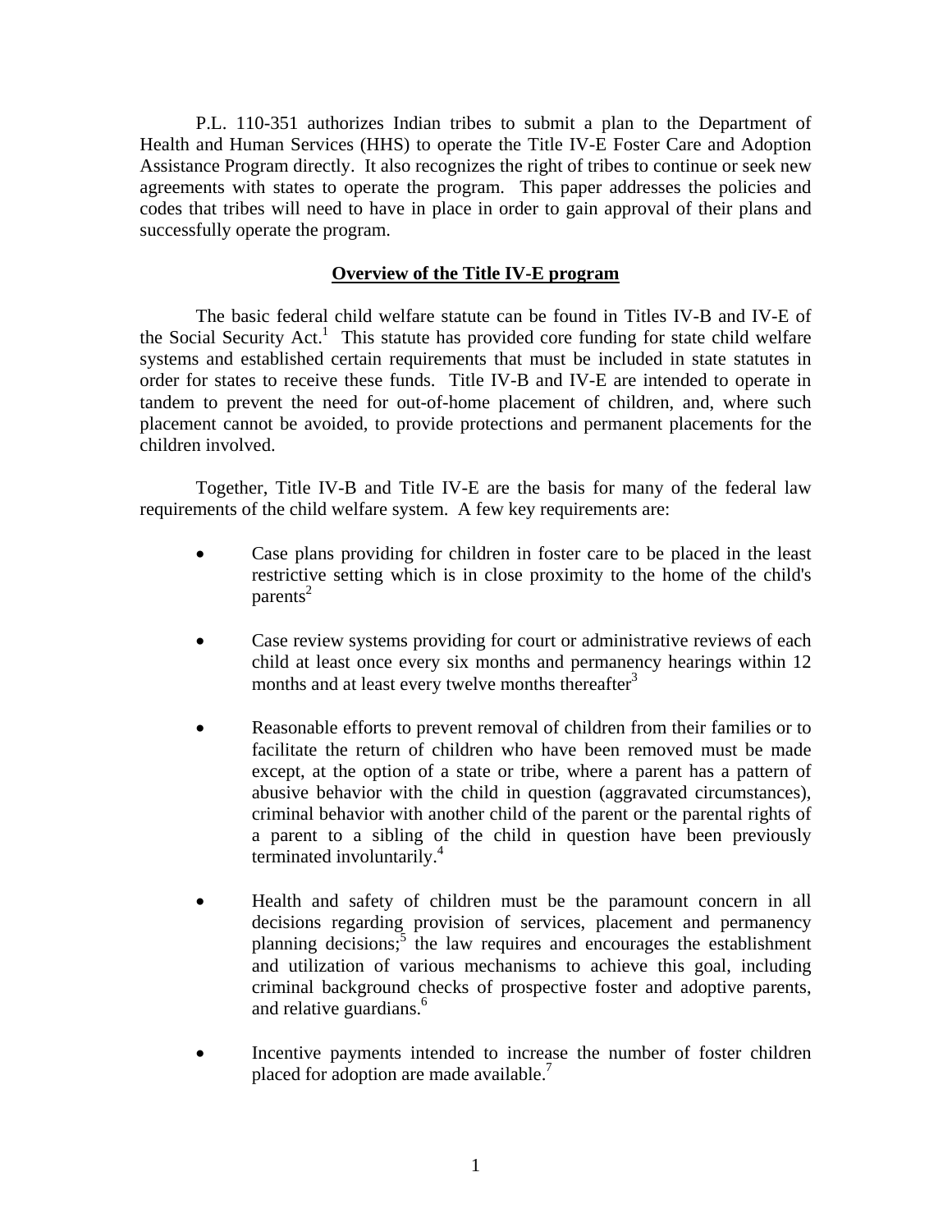P.L. 110-351 authorizes Indian tribes to submit a plan to the Department of Health and Human Services (HHS) to operate the Title IV-E Foster Care and Adoption Assistance Program directly. It also recognizes the right of tribes to continue or seek new agreements with states to operate the program. This paper addresses the policies and codes that tribes will need to have in place in order to gain approval of their plans and successfully operate the program.

## Overview of the Title IV-E program

The basic federal child welfare statute can be found in Titles IV-B and IV-E of the Social Security Act.[1] This statute has provided core funding for state child welfare systems and established certain requirements that must be included in state statutes in order for states to receive these funds. Title IV-B and IV-E are intended to operate in tandem to prevent the need for out-of-home placement of children, and, where such placement cannot be avoided, to provide protections and permanent placements for the children involved.

Together, Title IV-B and Title IV-E are the basis for many of the federal law requirements of the child welfare system. A few key requirements are:

- Case plans providing for children in foster care to be placed in the least restrictive setting which is in close proximity to the home of the child's parents[2]

- Case review systems providing for court or administrative reviews of each child at least once every six months and permanency hearings within 12 months and at least every twelve months thereafter[3]

- Reasonable efforts to prevent removal of children from their families or to facilitate the return of children who have been removed must be made except, at the option of a state or tribe, where a parent has a pattern of abusive behavior with the child in question (aggravated circumstances), criminal behavior with another child of the parent or the parental rights of a parent to a sibling of the child in question have been previously terminated involuntarily.[4]

- Health and safety of children must be the paramount concern in all decisions regarding provision of services, placement and permanency planning decisions;[5] the law requires and encourages the establishment and utilization of various mechanisms to achieve this goal, including criminal background checks of prospective foster and adoptive parents, and relative guardians.[6]

- Incentive payments intended to increase the number of foster children placed for adoption are made available.[7]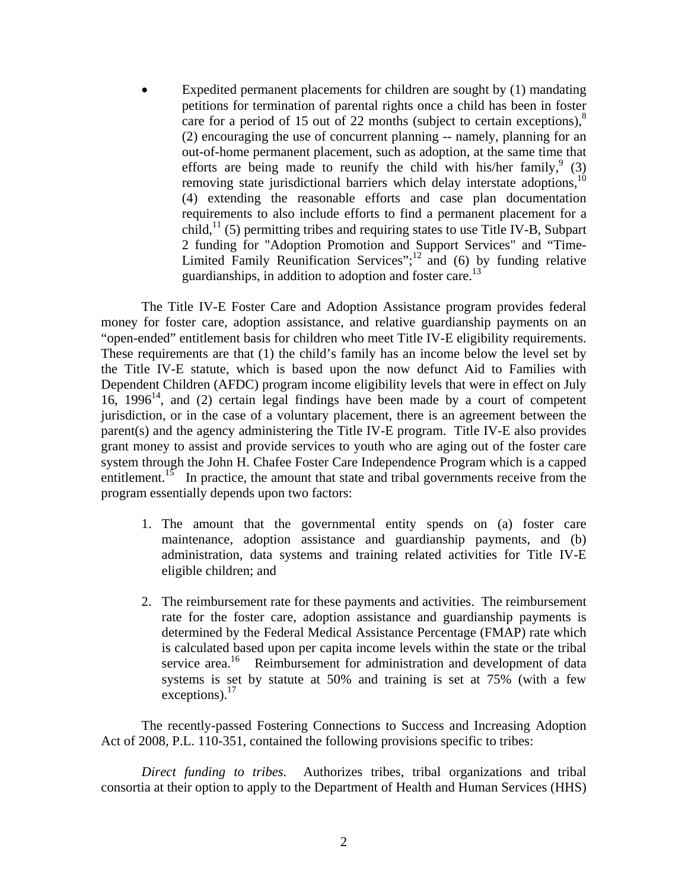- Expedited permanent placements for children are sought by (1) mandating petitions for termination of parental rights once a child has been in foster care for a period of 15 out of 22 months (subject to certain exceptions),[8] (2) encouraging the use of concurrent planning -- namely, planning for an out-of-home permanent placement, such as adoption, at the same time that efforts are being made to reunify the child with his/her family,[9] (3) removing state jurisdictional barriers which delay interstate adoptions,[10] (4) extending the reasonable efforts and case plan documentation requirements to also include efforts to find a permanent placement for a child,[11] (5) permitting tribes and requiring states to use Title IV-B, Subpart 2 funding for "Adoption Promotion and Support Services" and "Time-Limited Family Reunification Services";[12] and (6) by funding relative guardianships, in addition to adoption and foster care.[13]

The Title IV-E Foster Care and Adoption Assistance program provides federal money for foster care, adoption assistance, and relative guardianship payments on an "open-ended" entitlement basis for children who meet Title IV-E eligibility requirements. These requirements are that (1) the child's family has an income below the level set by the Title IV-E statute, which is based upon the now defunct Aid to Families with Dependent Children (AFDC) program income eligibility levels that were in effect on July 16, 1996[14], and (2) certain legal findings have been made by a court of competent jurisdiction, or in the case of a voluntary placement, there is an agreement between the parent(s) and the agency administering the Title IV-E program. Title IV-E also provides grant money to assist and provide services to youth who are aging out of the foster care system through the John H. Chafee Foster Care Independence Program which is a capped entitlement.[15] In practice, the amount that state and tribal governments receive from the program essentially depends upon two factors:

1. The amount that the governmental entity spends on (a) foster care maintenance, adoption assistance and guardianship payments, and (b) administration, data systems and training related activities for Title IV-E eligible children; and

2. The reimbursement rate for these payments and activities. The reimbursement rate for the foster care, adoption assistance and guardianship payments is determined by the Federal Medical Assistance Percentage (FMAP) rate which is calculated based upon per capita income levels within the state or the tribal service area.[16] Reimbursement for administration and development of data systems is set by statute at 50% and training is set at 75% (with a few exceptions).[17]

The recently-passed Fostering Connections to Success and Increasing Adoption Act of 2008, P.L. 110-351, contained the following provisions specific to tribes:

*Direct funding to tribes.* Authorizes tribes, tribal organizations and tribal consortia at their option to apply to the Department of Health and Human Services (HHS)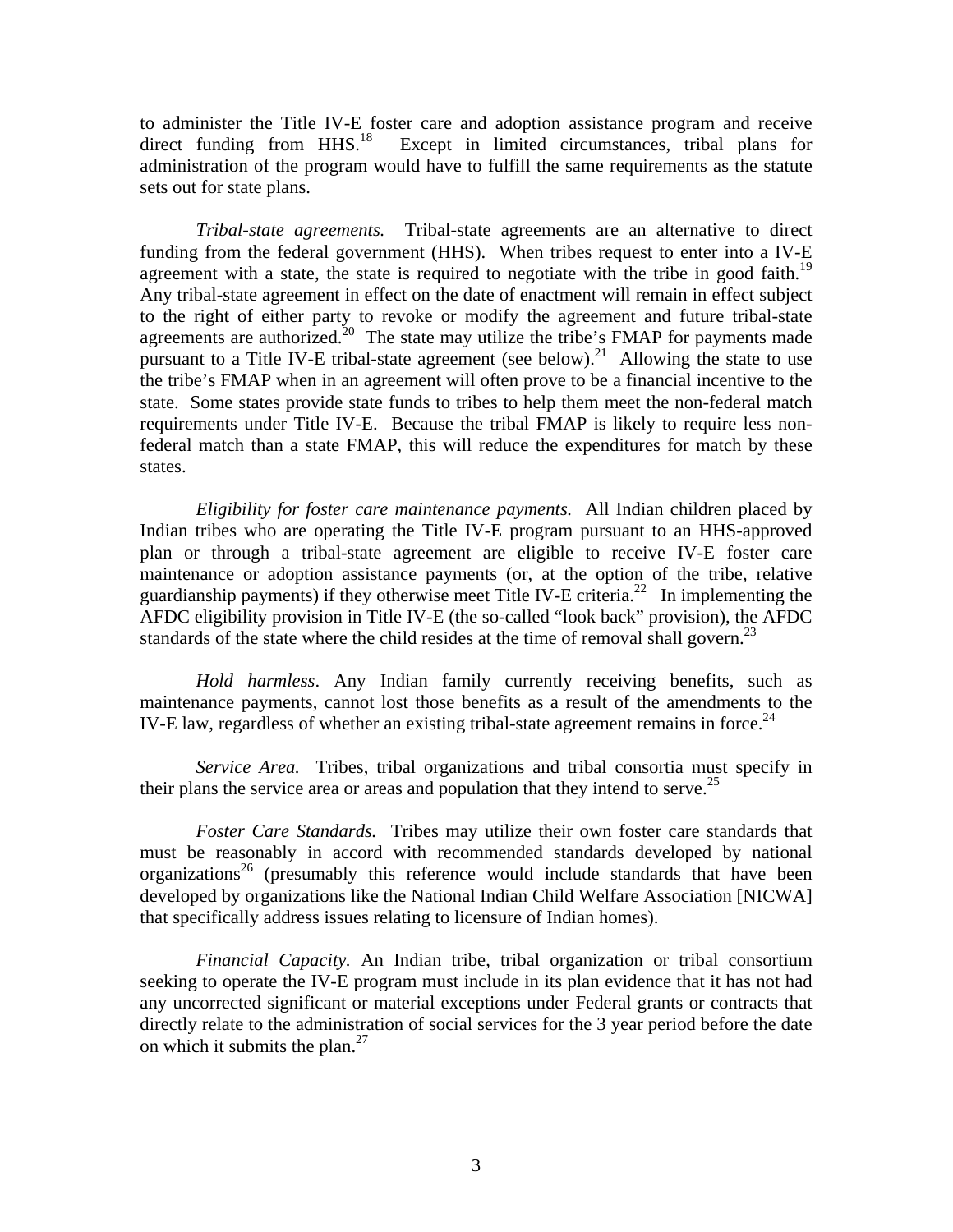to administer the Title IV-E foster care and adoption assistance program and receive direct funding from HHS.[18] Except in limited circumstances, tribal plans for administration of the program would have to fulfill the same requirements as the statute sets out for state plans.

*Tribal-state agreements.* Tribal-state agreements are an alternative to direct funding from the federal government (HHS). When tribes request to enter into a IV-E agreement with a state, the state is required to negotiate with the tribe in good faith.[19] Any tribal-state agreement in effect on the date of enactment will remain in effect subject to the right of either party to revoke or modify the agreement and future tribal-state agreements are authorized.[20] The state may utilize the tribe's FMAP for payments made pursuant to a Title IV-E tribal-state agreement (see below).[21] Allowing the state to use the tribe's FMAP when in an agreement will often prove to be a financial incentive to the state. Some states provide state funds to tribes to help them meet the non-federal match requirements under Title IV-E. Because the tribal FMAP is likely to require less non-federal match than a state FMAP, this will reduce the expenditures for match by these states.

*Eligibility for foster care maintenance payments.* All Indian children placed by Indian tribes who are operating the Title IV-E program pursuant to an HHS-approved plan or through a tribal-state agreement are eligible to receive IV-E foster care maintenance or adoption assistance payments (or, at the option of the tribe, relative guardianship payments) if they otherwise meet Title IV-E criteria.[22] In implementing the AFDC eligibility provision in Title IV-E (the so-called "look back" provision), the AFDC standards of the state where the child resides at the time of removal shall govern.[23]

*Hold harmless*. Any Indian family currently receiving benefits, such as maintenance payments, cannot lost those benefits as a result of the amendments to the IV-E law, regardless of whether an existing tribal-state agreement remains in force.[24]

*Service Area.* Tribes, tribal organizations and tribal consortia must specify in their plans the service area or areas and population that they intend to serve.[25]

*Foster Care Standards.* Tribes may utilize their own foster care standards that must be reasonably in accord with recommended standards developed by national organizations[26] (presumably this reference would include standards that have been developed by organizations like the National Indian Child Welfare Association [NICWA] that specifically address issues relating to licensure of Indian homes).

*Financial Capacity.* An Indian tribe, tribal organization or tribal consortium seeking to operate the IV-E program must include in its plan evidence that it has not had any uncorrected significant or material exceptions under Federal grants or contracts that directly relate to the administration of social services for the 3 year period before the date on which it submits the plan.[27]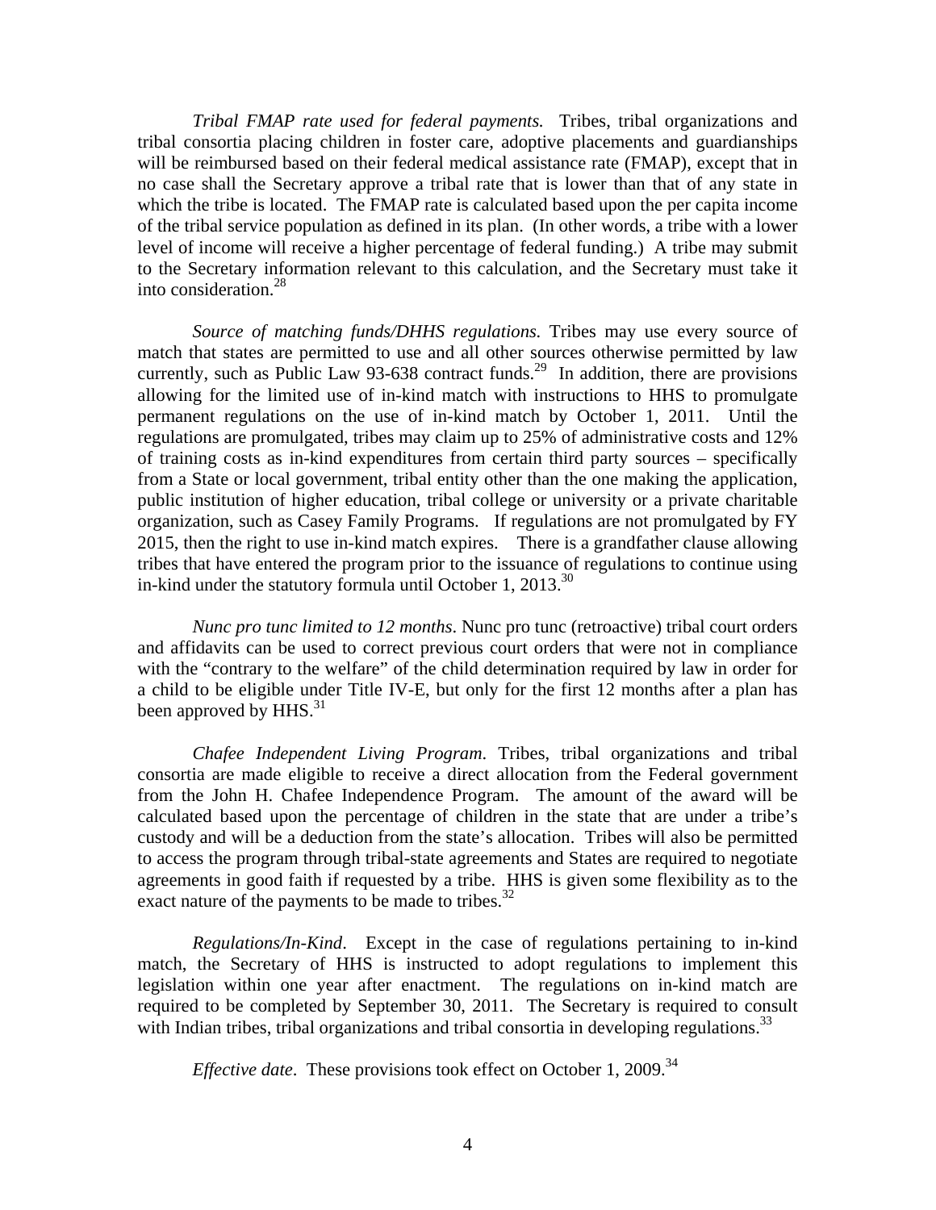*Tribal FMAP rate used for federal payments.* Tribes, tribal organizations and tribal consortia placing children in foster care, adoptive placements and guardianships will be reimbursed based on their federal medical assistance rate (FMAP), except that in no case shall the Secretary approve a tribal rate that is lower than that of any state in which the tribe is located. The FMAP rate is calculated based upon the per capita income of the tribal service population as defined in its plan. (In other words, a tribe with a lower level of income will receive a higher percentage of federal funding.) A tribe may submit to the Secretary information relevant to this calculation, and the Secretary must take it into consideration.[28]

*Source of matching funds/DHHS regulations.* Tribes may use every source of match that states are permitted to use and all other sources otherwise permitted by law currently, such as Public Law 93-638 contract funds.[29] In addition, there are provisions allowing for the limited use of in-kind match with instructions to HHS to promulgate permanent regulations on the use of in-kind match by October 1, 2011. Until the regulations are promulgated, tribes may claim up to 25% of administrative costs and 12% of training costs as in-kind expenditures from certain third party sources – specifically from a State or local government, tribal entity other than the one making the application, public institution of higher education, tribal college or university or a private charitable organization, such as Casey Family Programs. If regulations are not promulgated by FY 2015, then the right to use in-kind match expires. There is a grandfather clause allowing tribes that have entered the program prior to the issuance of regulations to continue using in-kind under the statutory formula until October 1, 2013.[30]

*Nunc pro tunc limited to 12 months*. Nunc pro tunc (retroactive) tribal court orders and affidavits can be used to correct previous court orders that were not in compliance with the "contrary to the welfare" of the child determination required by law in order for a child to be eligible under Title IV-E, but only for the first 12 months after a plan has been approved by HHS.[31]

*Chafee Independent Living Program*. Tribes, tribal organizations and tribal consortia are made eligible to receive a direct allocation from the Federal government from the John H. Chafee Independence Program. The amount of the award will be calculated based upon the percentage of children in the state that are under a tribe's custody and will be a deduction from the state's allocation. Tribes will also be permitted to access the program through tribal-state agreements and States are required to negotiate agreements in good faith if requested by a tribe. HHS is given some flexibility as to the exact nature of the payments to be made to tribes.[32]

*Regulations/In-Kind*. Except in the case of regulations pertaining to in-kind match, the Secretary of HHS is instructed to adopt regulations to implement this legislation within one year after enactment. The regulations on in-kind match are required to be completed by September 30, 2011. The Secretary is required to consult with Indian tribes, tribal organizations and tribal consortia in developing regulations.[33]

*Effective date*. These provisions took effect on October 1, 2009.[34]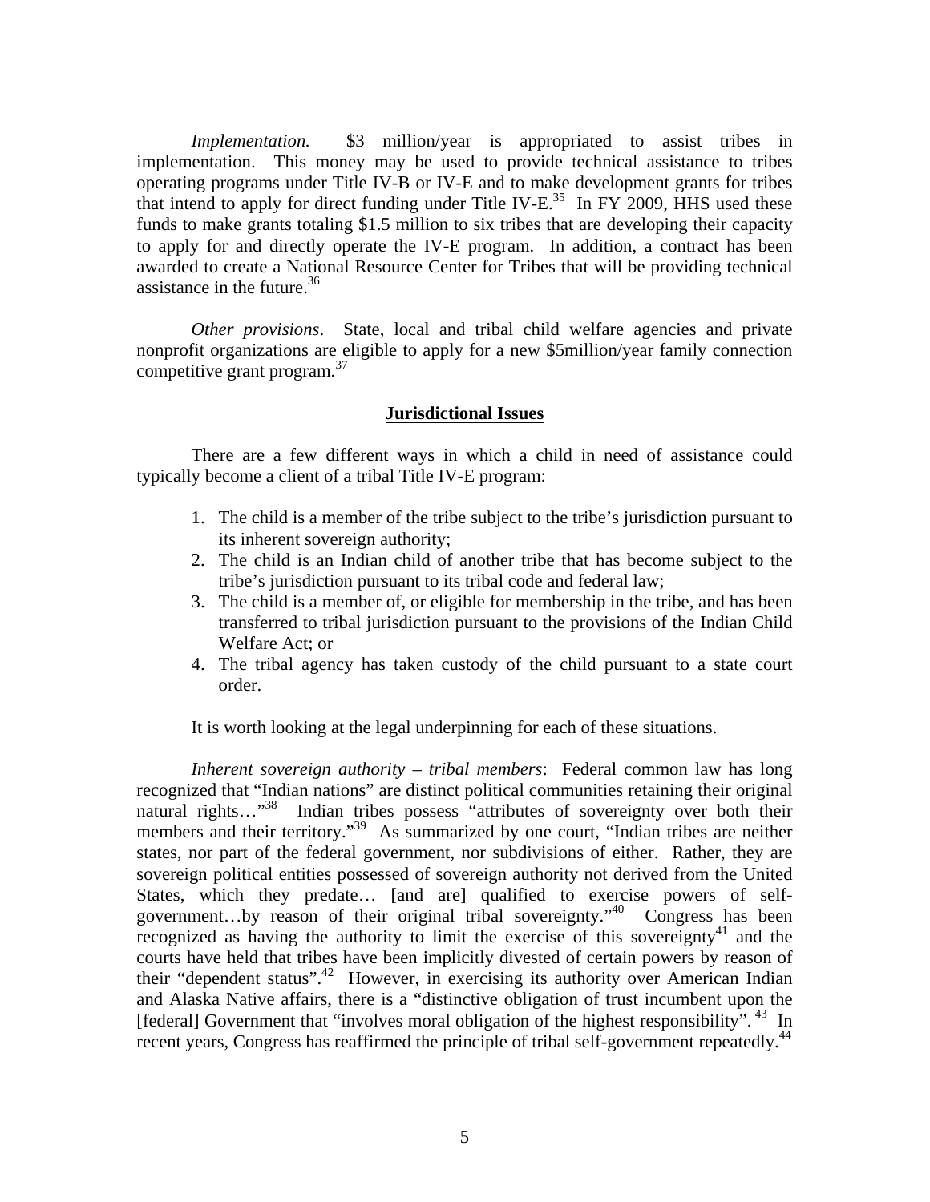*Implementation.* $3 million/year is appropriated to assist tribes in implementation. This money may be used to provide technical assistance to tribes operating programs under Title IV-B or IV-E and to make development grants for tribes that intend to apply for direct funding under Title IV-E.[35] In FY 2009, HHS used these funds to make grants totaling $1.5 million to six tribes that are developing their capacity to apply for and directly operate the IV-E program. In addition, a contract has been awarded to create a National Resource Center for Tribes that will be providing technical assistance in the future.[36]

*Other provisions*. State, local and tribal child welfare agencies and private nonprofit organizations are eligible to apply for a new $5million/year family connection competitive grant program.[37]

## Jurisdictional Issues

There are a few different ways in which a child in need of assistance could typically become a client of a tribal Title IV-E program:

1. The child is a member of the tribe subject to the tribe's jurisdiction pursuant to its inherent sovereign authority;
2. The child is an Indian child of another tribe that has become subject to the tribe's jurisdiction pursuant to its tribal code and federal law;
3. The child is a member of, or eligible for membership in the tribe, and has been transferred to tribal jurisdiction pursuant to the provisions of the Indian Child Welfare Act; or
4. The tribal agency has taken custody of the child pursuant to a state court order.

It is worth looking at the legal underpinning for each of these situations.

*Inherent sovereign authority – tribal members*: Federal common law has long recognized that "Indian nations" are distinct political communities retaining their original natural rights…"[38] Indian tribes possess "attributes of sovereignty over both their members and their territory."[39] As summarized by one court, "Indian tribes are neither states, nor part of the federal government, nor subdivisions of either. Rather, they are sovereign political entities possessed of sovereign authority not derived from the United States, which they predate… [and are] qualified to exercise powers of self-government…by reason of their original tribal sovereignty."[40] Congress has been recognized as having the authority to limit the exercise of this sovereignty[41] and the courts have held that tribes have been implicitly divested of certain powers by reason of their "dependent status".[42] However, in exercising its authority over American Indian and Alaska Native affairs, there is a "distinctive obligation of trust incumbent upon the [federal] Government that "involves moral obligation of the highest responsibility".[43] In recent years, Congress has reaffirmed the principle of tribal self-government repeatedly.[44]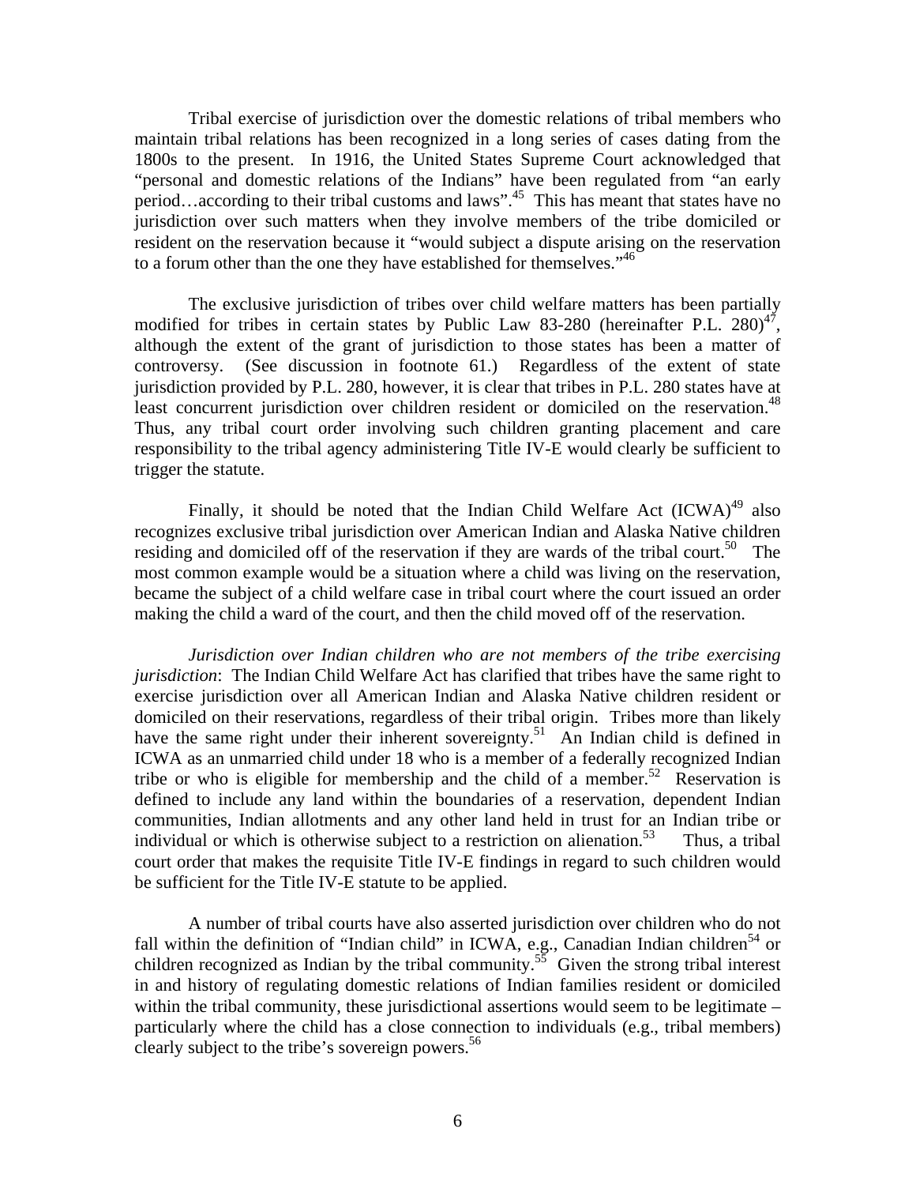Tribal exercise of jurisdiction over the domestic relations of tribal members who maintain tribal relations has been recognized in a long series of cases dating from the 1800s to the present. In 1916, the United States Supreme Court acknowledged that "personal and domestic relations of the Indians" have been regulated from "an early period…according to their tribal customs and laws".[45] This has meant that states have no jurisdiction over such matters when they involve members of the tribe domiciled or resident on the reservation because it "would subject a dispute arising on the reservation to a forum other than the one they have established for themselves."[46]

The exclusive jurisdiction of tribes over child welfare matters has been partially modified for tribes in certain states by Public Law 83-280 (hereinafter P.L. 280)[47], although the extent of the grant of jurisdiction to those states has been a matter of controversy. (See discussion in footnote 61.) Regardless of the extent of state jurisdiction provided by P.L. 280, however, it is clear that tribes in P.L. 280 states have at least concurrent jurisdiction over children resident or domiciled on the reservation.[48] Thus, any tribal court order involving such children granting placement and care responsibility to the tribal agency administering Title IV-E would clearly be sufficient to trigger the statute.

Finally, it should be noted that the Indian Child Welfare Act (ICWA)[49] also recognizes exclusive tribal jurisdiction over American Indian and Alaska Native children residing and domiciled off of the reservation if they are wards of the tribal court.[50] The most common example would be a situation where a child was living on the reservation, became the subject of a child welfare case in tribal court where the court issued an order making the child a ward of the court, and then the child moved off of the reservation.

*Jurisdiction over Indian children who are not members of the tribe exercising jurisdiction*: The Indian Child Welfare Act has clarified that tribes have the same right to exercise jurisdiction over all American Indian and Alaska Native children resident or domiciled on their reservations, regardless of their tribal origin. Tribes more than likely have the same right under their inherent sovereignty.[51] An Indian child is defined in ICWA as an unmarried child under 18 who is a member of a federally recognized Indian tribe or who is eligible for membership and the child of a member.[52] Reservation is defined to include any land within the boundaries of a reservation, dependent Indian communities, Indian allotments and any other land held in trust for an Indian tribe or individual or which is otherwise subject to a restriction on alienation.[53] Thus, a tribal court order that makes the requisite Title IV-E findings in regard to such children would be sufficient for the Title IV-E statute to be applied.

A number of tribal courts have also asserted jurisdiction over children who do not fall within the definition of "Indian child" in ICWA, e.g., Canadian Indian children[54] or children recognized as Indian by the tribal community.[55] Given the strong tribal interest in and history of regulating domestic relations of Indian families resident or domiciled within the tribal community, these jurisdictional assertions would seem to be legitimate – particularly where the child has a close connection to individuals (e.g., tribal members) clearly subject to the tribe's sovereign powers.[56]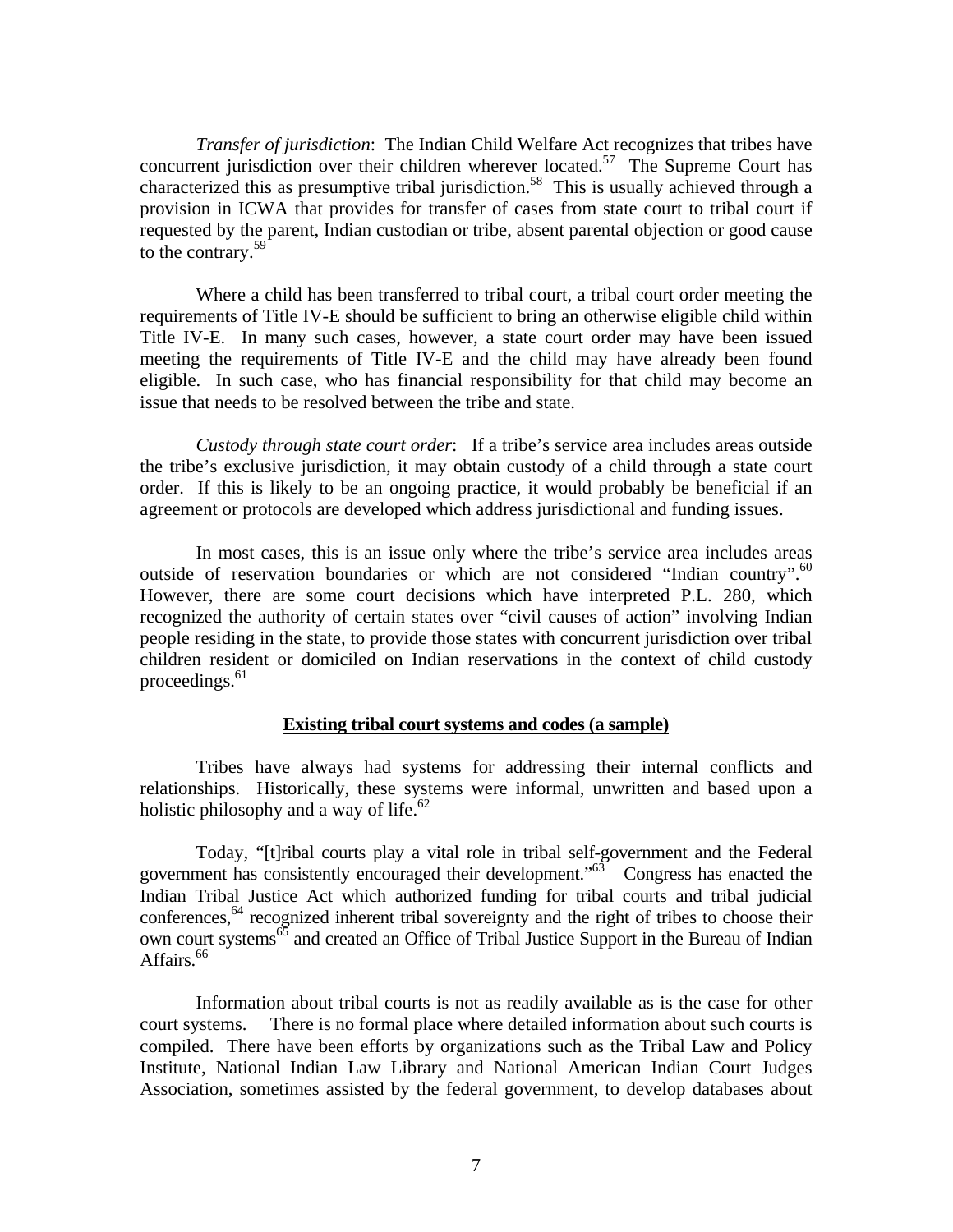*Transfer of jurisdiction*: The Indian Child Welfare Act recognizes that tribes have concurrent jurisdiction over their children wherever located.[57] The Supreme Court has characterized this as presumptive tribal jurisdiction.[58] This is usually achieved through a provision in ICWA that provides for transfer of cases from state court to tribal court if requested by the parent, Indian custodian or tribe, absent parental objection or good cause to the contrary.[59]

Where a child has been transferred to tribal court, a tribal court order meeting the requirements of Title IV-E should be sufficient to bring an otherwise eligible child within Title IV-E. In many such cases, however, a state court order may have been issued meeting the requirements of Title IV-E and the child may have already been found eligible. In such case, who has financial responsibility for that child may become an issue that needs to be resolved between the tribe and state.

*Custody through state court order*: If a tribe's service area includes areas outside the tribe's exclusive jurisdiction, it may obtain custody of a child through a state court order. If this is likely to be an ongoing practice, it would probably be beneficial if an agreement or protocols are developed which address jurisdictional and funding issues.

In most cases, this is an issue only where the tribe's service area includes areas outside of reservation boundaries or which are not considered "Indian country".[60] However, there are some court decisions which have interpreted P.L. 280, which recognized the authority of certain states over "civil causes of action" involving Indian people residing in the state, to provide those states with concurrent jurisdiction over tribal children resident or domiciled on Indian reservations in the context of child custody proceedings.[61]

## Existing tribal court systems and codes (a sample)

Tribes have always had systems for addressing their internal conflicts and relationships. Historically, these systems were informal, unwritten and based upon a holistic philosophy and a way of life.[62]

Today, "[t]ribal courts play a vital role in tribal self-government and the Federal government has consistently encouraged their development."[63] Congress has enacted the Indian Tribal Justice Act which authorized funding for tribal courts and tribal judicial conferences,[64] recognized inherent tribal sovereignty and the right of tribes to choose their own court systems[65] and created an Office of Tribal Justice Support in the Bureau of Indian Affairs.[66]

Information about tribal courts is not as readily available as is the case for other court systems. There is no formal place where detailed information about such courts is compiled. There have been efforts by organizations such as the Tribal Law and Policy Institute, National Indian Law Library and National American Indian Court Judges Association, sometimes assisted by the federal government, to develop databases about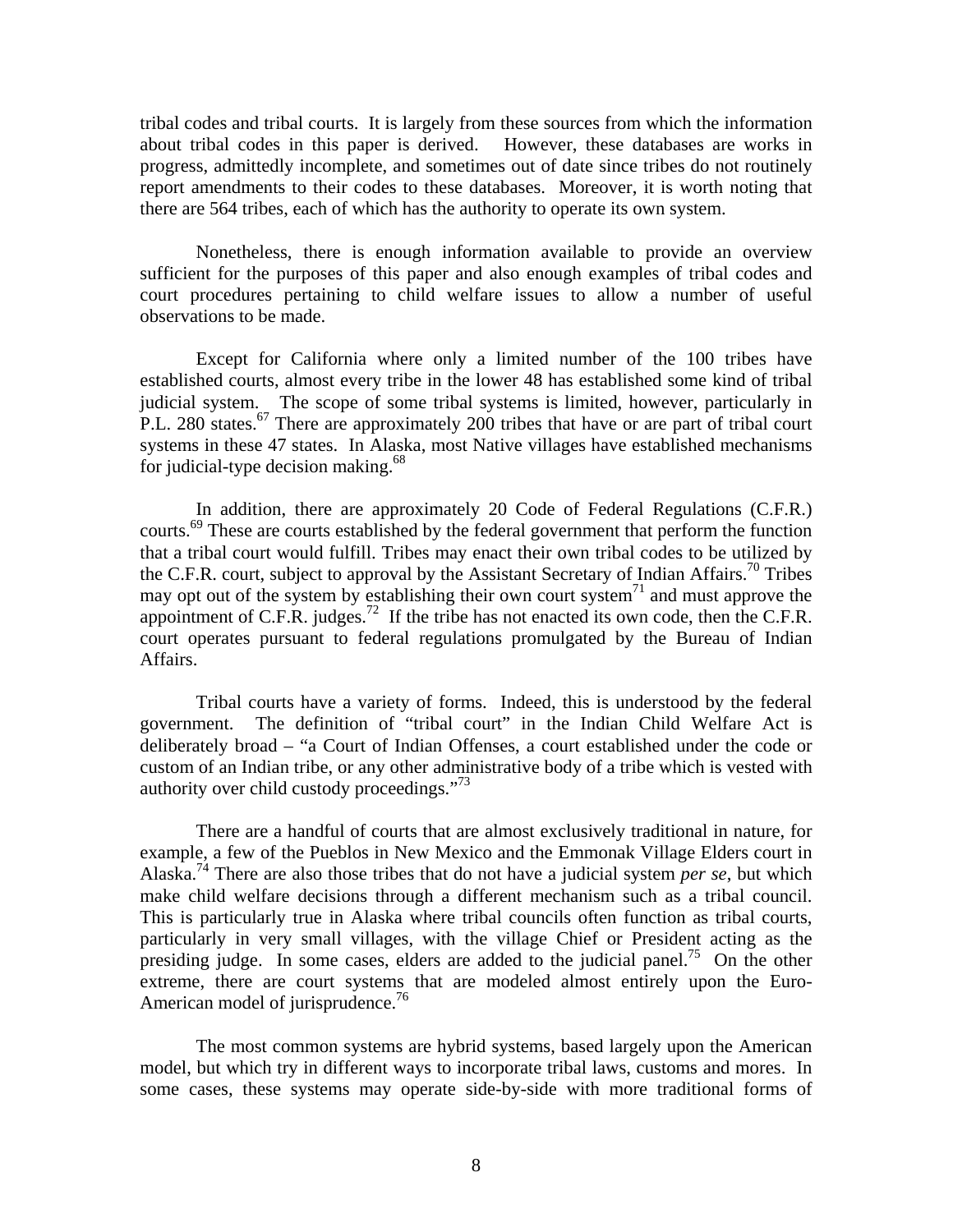tribal codes and tribal courts. It is largely from these sources from which the information about tribal codes in this paper is derived. However, these databases are works in progress, admittedly incomplete, and sometimes out of date since tribes do not routinely report amendments to their codes to these databases. Moreover, it is worth noting that there are 564 tribes, each of which has the authority to operate its own system.

Nonetheless, there is enough information available to provide an overview sufficient for the purposes of this paper and also enough examples of tribal codes and court procedures pertaining to child welfare issues to allow a number of useful observations to be made.

Except for California where only a limited number of the 100 tribes have established courts, almost every tribe in the lower 48 has established some kind of tribal judicial system. The scope of some tribal systems is limited, however, particularly in P.L. 280 states.[67] There are approximately 200 tribes that have or are part of tribal court systems in these 47 states. In Alaska, most Native villages have established mechanisms for judicial-type decision making.[68]

In addition, there are approximately 20 Code of Federal Regulations (C.F.R.) courts.[69] These are courts established by the federal government that perform the function that a tribal court would fulfill. Tribes may enact their own tribal codes to be utilized by the C.F.R. court, subject to approval by the Assistant Secretary of Indian Affairs.[70] Tribes may opt out of the system by establishing their own court system[71] and must approve the appointment of C.F.R. judges.[72] If the tribe has not enacted its own code, then the C.F.R. court operates pursuant to federal regulations promulgated by the Bureau of Indian Affairs.

Tribal courts have a variety of forms. Indeed, this is understood by the federal government. The definition of "tribal court" in the Indian Child Welfare Act is deliberately broad – "a Court of Indian Offenses, a court established under the code or custom of an Indian tribe, or any other administrative body of a tribe which is vested with authority over child custody proceedings."[73]

There are a handful of courts that are almost exclusively traditional in nature, for example, a few of the Pueblos in New Mexico and the Emmonak Village Elders court in Alaska.[74] There are also those tribes that do not have a judicial system *per se*, but which make child welfare decisions through a different mechanism such as a tribal council. This is particularly true in Alaska where tribal councils often function as tribal courts, particularly in very small villages, with the village Chief or President acting as the presiding judge. In some cases, elders are added to the judicial panel.[75] On the other extreme, there are court systems that are modeled almost entirely upon the Euro-American model of jurisprudence.[76]

The most common systems are hybrid systems, based largely upon the American model, but which try in different ways to incorporate tribal laws, customs and mores. In some cases, these systems may operate side-by-side with more traditional forms of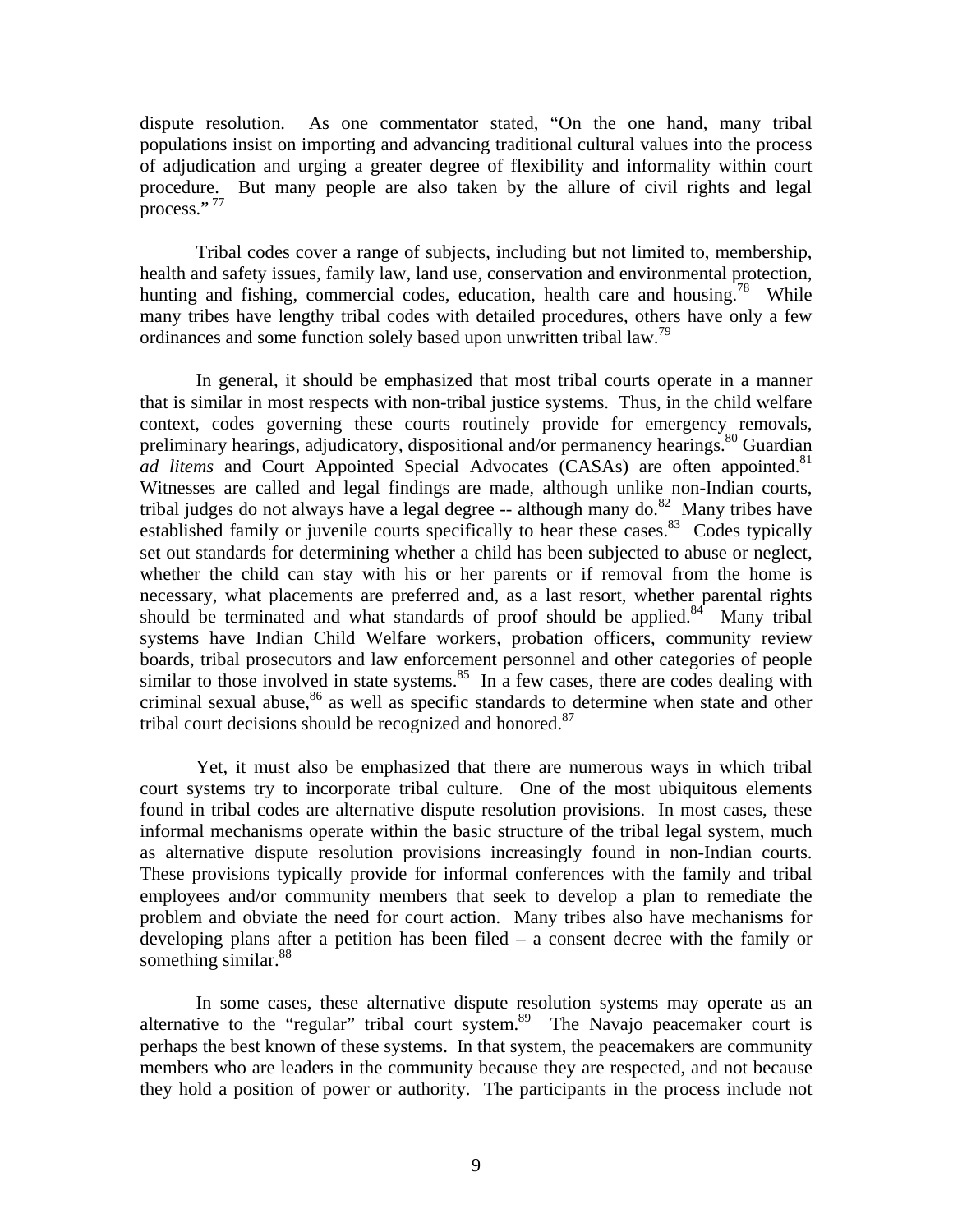dispute resolution. As one commentator stated, "On the one hand, many tribal populations insist on importing and advancing traditional cultural values into the process of adjudication and urging a greater degree of flexibility and informality within court procedure. But many people are also taken by the allure of civil rights and legal process."[77]

Tribal codes cover a range of subjects, including but not limited to, membership, health and safety issues, family law, land use, conservation and environmental protection, hunting and fishing, commercial codes, education, health care and housing.[78] While many tribes have lengthy tribal codes with detailed procedures, others have only a few ordinances and some function solely based upon unwritten tribal law.[79]

In general, it should be emphasized that most tribal courts operate in a manner that is similar in most respects with non-tribal justice systems. Thus, in the child welfare context, codes governing these courts routinely provide for emergency removals, preliminary hearings, adjudicatory, dispositional and/or permanency hearings.[80] Guardian *ad litems* and Court Appointed Special Advocates (CASAs) are often appointed.[81] Witnesses are called and legal findings are made, although unlike non-Indian courts, tribal judges do not always have a legal degree -- although many do.[82] Many tribes have established family or juvenile courts specifically to hear these cases.[83] Codes typically set out standards for determining whether a child has been subjected to abuse or neglect, whether the child can stay with his or her parents or if removal from the home is necessary, what placements are preferred and, as a last resort, whether parental rights should be terminated and what standards of proof should be applied.[84] Many tribal systems have Indian Child Welfare workers, probation officers, community review boards, tribal prosecutors and law enforcement personnel and other categories of people similar to those involved in state systems.[85] In a few cases, there are codes dealing with criminal sexual abuse,[86] as well as specific standards to determine when state and other tribal court decisions should be recognized and honored.[87]

Yet, it must also be emphasized that there are numerous ways in which tribal court systems try to incorporate tribal culture. One of the most ubiquitous elements found in tribal codes are alternative dispute resolution provisions. In most cases, these informal mechanisms operate within the basic structure of the tribal legal system, much as alternative dispute resolution provisions increasingly found in non-Indian courts. These provisions typically provide for informal conferences with the family and tribal employees and/or community members that seek to develop a plan to remediate the problem and obviate the need for court action. Many tribes also have mechanisms for developing plans after a petition has been filed – a consent decree with the family or something similar.[88]

In some cases, these alternative dispute resolution systems may operate as an alternative to the "regular" tribal court system.[89] The Navajo peacemaker court is perhaps the best known of these systems. In that system, the peacemakers are community members who are leaders in the community because they are respected, and not because they hold a position of power or authority. The participants in the process include not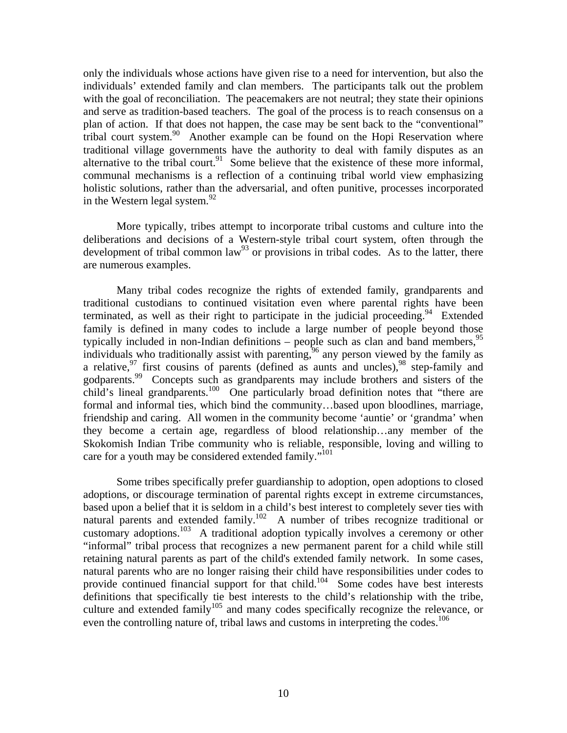only the individuals whose actions have given rise to a need for intervention, but also the individuals' extended family and clan members. The participants talk out the problem with the goal of reconciliation. The peacemakers are not neutral; they state their opinions and serve as tradition-based teachers. The goal of the process is to reach consensus on a plan of action. If that does not happen, the case may be sent back to the "conventional" tribal court system.[90] Another example can be found on the Hopi Reservation where traditional village governments have the authority to deal with family disputes as an alternative to the tribal court.[91] Some believe that the existence of these more informal, communal mechanisms is a reflection of a continuing tribal world view emphasizing holistic solutions, rather than the adversarial, and often punitive, processes incorporated in the Western legal system.[92]

More typically, tribes attempt to incorporate tribal customs and culture into the deliberations and decisions of a Western-style tribal court system, often through the development of tribal common law[93] or provisions in tribal codes. As to the latter, there are numerous examples.

Many tribal codes recognize the rights of extended family, grandparents and traditional custodians to continued visitation even where parental rights have been terminated, as well as their right to participate in the judicial proceeding.[94] Extended family is defined in many codes to include a large number of people beyond those typically included in non-Indian definitions – people such as clan and band members,[95] individuals who traditionally assist with parenting,[96] any person viewed by the family as a relative,[97] first cousins of parents (defined as aunts and uncles),[98] step-family and godparents.[99] Concepts such as grandparents may include brothers and sisters of the child's lineal grandparents.[100] One particularly broad definition notes that "there are formal and informal ties, which bind the community…based upon bloodlines, marriage, friendship and caring. All women in the community become 'auntie' or 'grandma' when they become a certain age, regardless of blood relationship…any member of the Skokomish Indian Tribe community who is reliable, responsible, loving and willing to care for a youth may be considered extended family."[101]

Some tribes specifically prefer guardianship to adoption, open adoptions to closed adoptions, or discourage termination of parental rights except in extreme circumstances, based upon a belief that it is seldom in a child's best interest to completely sever ties with natural parents and extended family.[102] A number of tribes recognize traditional or customary adoptions.[103] A traditional adoption typically involves a ceremony or other "informal" tribal process that recognizes a new permanent parent for a child while still retaining natural parents as part of the child's extended family network. In some cases, natural parents who are no longer raising their child have responsibilities under codes to provide continued financial support for that child.[104] Some codes have best interests definitions that specifically tie best interests to the child's relationship with the tribe, culture and extended family[105] and many codes specifically recognize the relevance, or even the controlling nature of, tribal laws and customs in interpreting the codes.[106]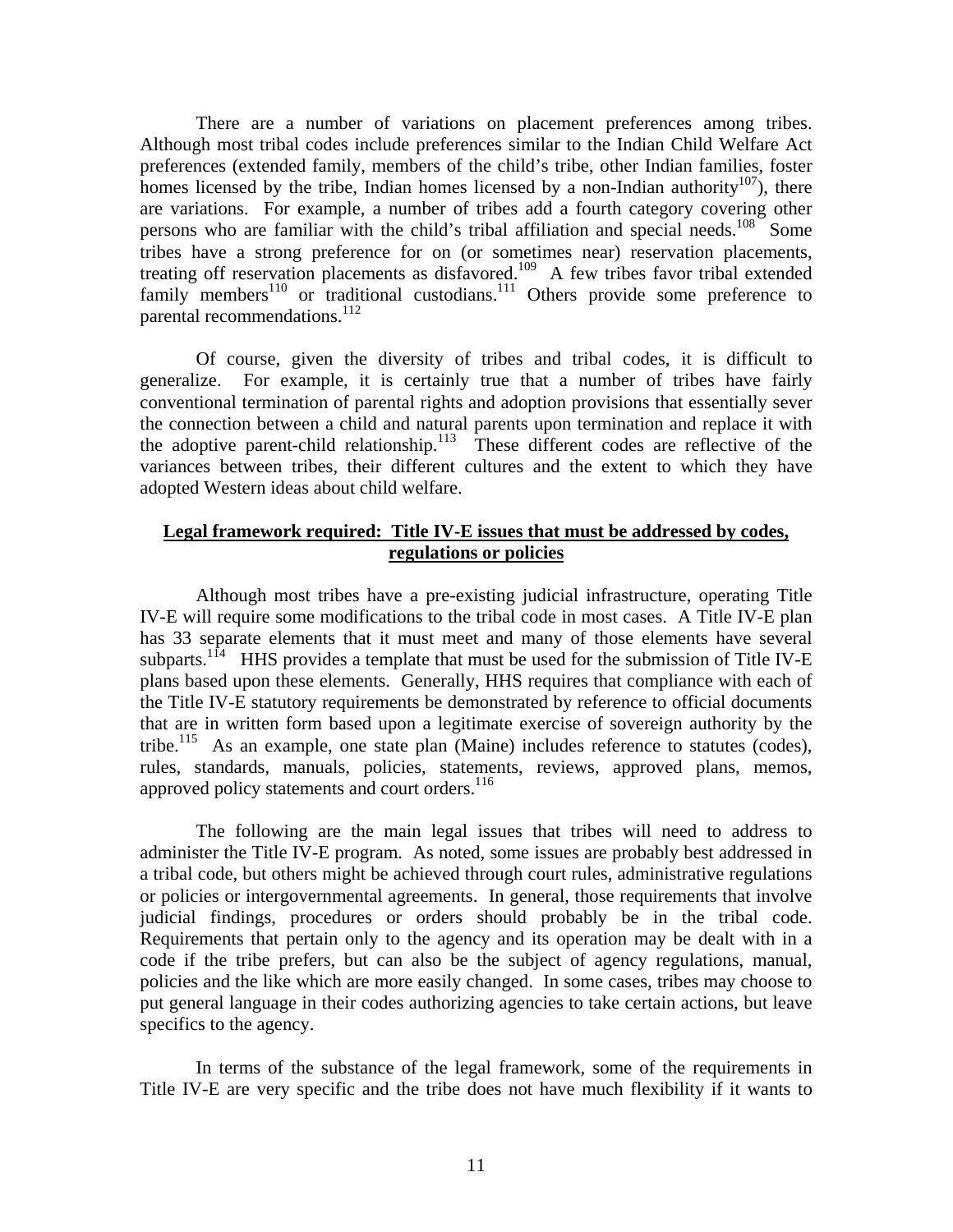There are a number of variations on placement preferences among tribes. Although most tribal codes include preferences similar to the Indian Child Welfare Act preferences (extended family, members of the child's tribe, other Indian families, foster homes licensed by the tribe, Indian homes licensed by a non-Indian authority[107]), there are variations. For example, a number of tribes add a fourth category covering other persons who are familiar with the child's tribal affiliation and special needs.[108] Some tribes have a strong preference for on (or sometimes near) reservation placements, treating off reservation placements as disfavored.[109] A few tribes favor tribal extended family members[110] or traditional custodians.[111] Others provide some preference to parental recommendations.[112]

Of course, given the diversity of tribes and tribal codes, it is difficult to generalize. For example, it is certainly true that a number of tribes have fairly conventional termination of parental rights and adoption provisions that essentially sever the connection between a child and natural parents upon termination and replace it with the adoptive parent-child relationship.[113] These different codes are reflective of the variances between tribes, their different cultures and the extent to which they have adopted Western ideas about child welfare.

**Legal framework required: Title IV-E issues that must be addressed by codes, regulations or policies**

Although most tribes have a pre-existing judicial infrastructure, operating Title IV-E will require some modifications to the tribal code in most cases. A Title IV-E plan has 33 separate elements that it must meet and many of those elements have several subparts.[114] HHS provides a template that must be used for the submission of Title IV-E plans based upon these elements. Generally, HHS requires that compliance with each of the Title IV-E statutory requirements be demonstrated by reference to official documents that are in written form based upon a legitimate exercise of sovereign authority by the tribe.[115] As an example, one state plan (Maine) includes reference to statutes (codes), rules, standards, manuals, policies, statements, reviews, approved plans, memos, approved policy statements and court orders.[116]

The following are the main legal issues that tribes will need to address to administer the Title IV-E program. As noted, some issues are probably best addressed in a tribal code, but others might be achieved through court rules, administrative regulations or policies or intergovernmental agreements. In general, those requirements that involve judicial findings, procedures or orders should probably be in the tribal code. Requirements that pertain only to the agency and its operation may be dealt with in a code if the tribe prefers, but can also be the subject of agency regulations, manual, policies and the like which are more easily changed. In some cases, tribes may choose to put general language in their codes authorizing agencies to take certain actions, but leave specifics to the agency.

In terms of the substance of the legal framework, some of the requirements in Title IV-E are very specific and the tribe does not have much flexibility if it wants to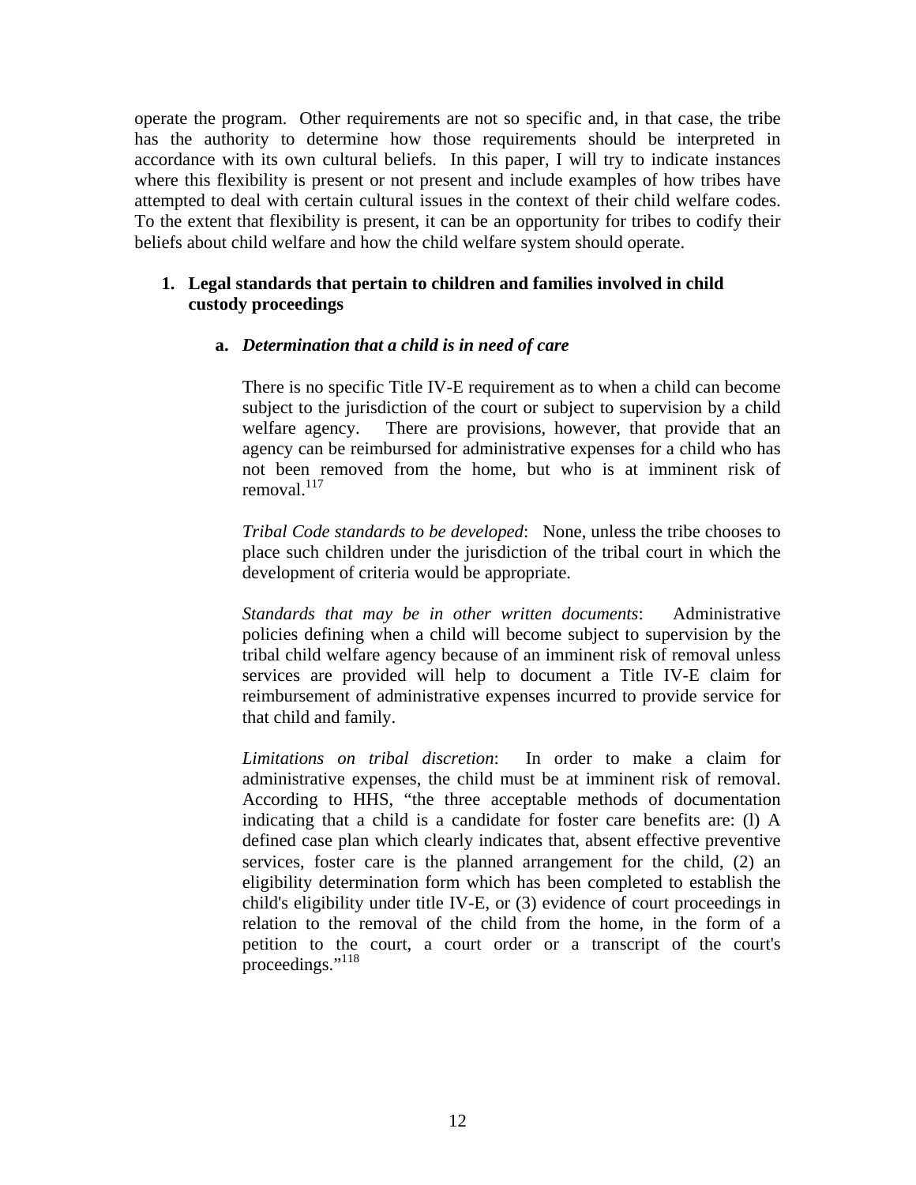operate the program. Other requirements are not so specific and, in that case, the tribe has the authority to determine how those requirements should be interpreted in accordance with its own cultural beliefs. In this paper, I will try to indicate instances where this flexibility is present or not present and include examples of how tribes have attempted to deal with certain cultural issues in the context of their child welfare codes. To the extent that flexibility is present, it can be an opportunity for tribes to codify their beliefs about child welfare and how the child welfare system should operate.

**1. Legal standards that pertain to children and families involved in child custody proceedings**

**a.** ***Determination that a child is in need of care***

There is no specific Title IV-E requirement as to when a child can become subject to the jurisdiction of the court or subject to supervision by a child welfare agency. There are provisions, however, that provide that an agency can be reimbursed for administrative expenses for a child who has not been removed from the home, but who is at imminent risk of removal.[117]

*Tribal Code standards to be developed*: None, unless the tribe chooses to place such children under the jurisdiction of the tribal court in which the development of criteria would be appropriate.

*Standards that may be in other written documents*: Administrative policies defining when a child will become subject to supervision by the tribal child welfare agency because of an imminent risk of removal unless services are provided will help to document a Title IV-E claim for reimbursement of administrative expenses incurred to provide service for that child and family.

*Limitations on tribal discretion*: In order to make a claim for administrative expenses, the child must be at imminent risk of removal. According to HHS, "the three acceptable methods of documentation indicating that a child is a candidate for foster care benefits are: (l) A defined case plan which clearly indicates that, absent effective preventive services, foster care is the planned arrangement for the child, (2) an eligibility determination form which has been completed to establish the child's eligibility under title IV-E, or (3) evidence of court proceedings in relation to the removal of the child from the home, in the form of a petition to the court, a court order or a transcript of the court's proceedings."[118]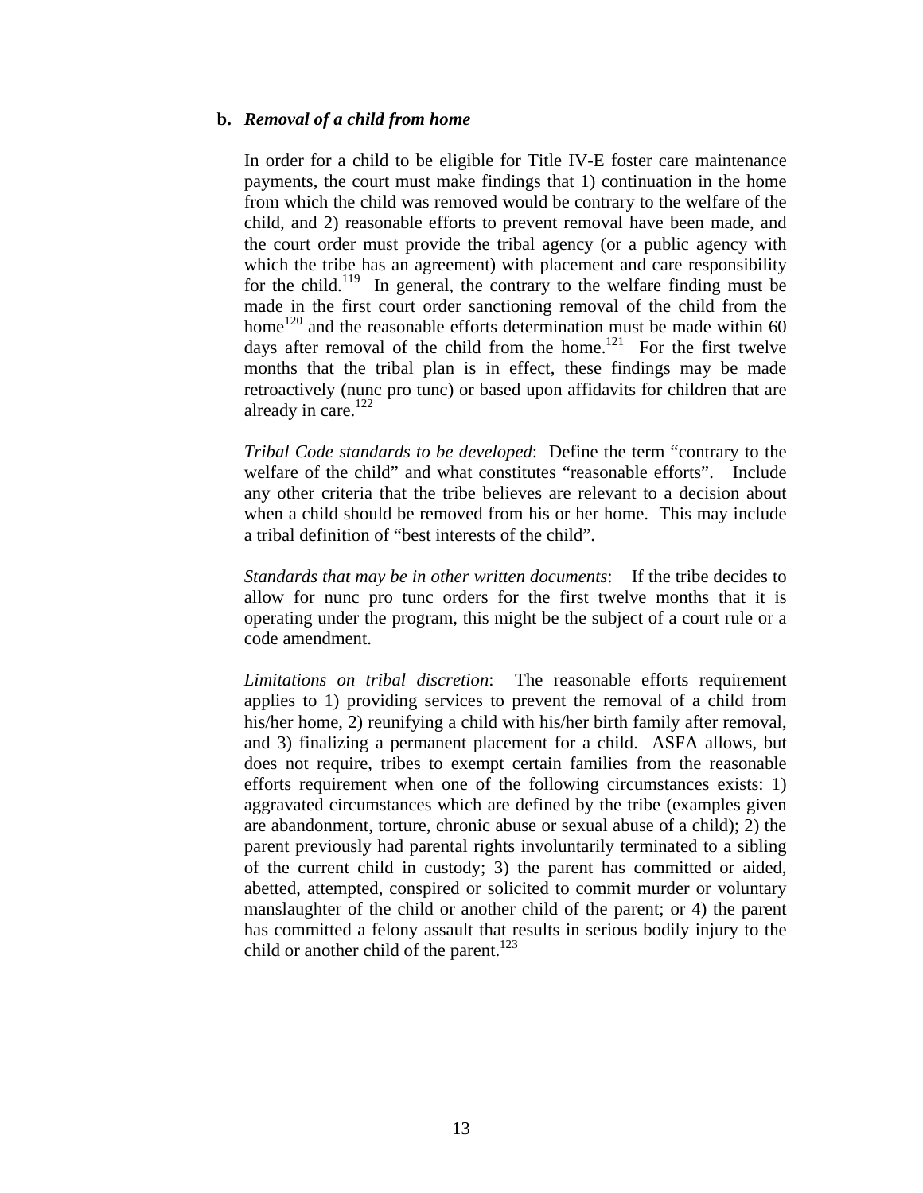**b.** ***Removal of a child from home***

In order for a child to be eligible for Title IV-E foster care maintenance payments, the court must make findings that 1) continuation in the home from which the child was removed would be contrary to the welfare of the child, and 2) reasonable efforts to prevent removal have been made, and the court order must provide the tribal agency (or a public agency with which the tribe has an agreement) with placement and care responsibility for the child.[119] In general, the contrary to the welfare finding must be made in the first court order sanctioning removal of the child from the home[120] and the reasonable efforts determination must be made within 60 days after removal of the child from the home.[121] For the first twelve months that the tribal plan is in effect, these findings may be made retroactively (nunc pro tunc) or based upon affidavits for children that are already in care.[122]

*Tribal Code standards to be developed*: Define the term "contrary to the welfare of the child" and what constitutes "reasonable efforts". Include any other criteria that the tribe believes are relevant to a decision about when a child should be removed from his or her home. This may include a tribal definition of "best interests of the child".

*Standards that may be in other written documents*: If the tribe decides to allow for nunc pro tunc orders for the first twelve months that it is operating under the program, this might be the subject of a court rule or a code amendment.

*Limitations on tribal discretion*: The reasonable efforts requirement applies to 1) providing services to prevent the removal of a child from his/her home, 2) reunifying a child with his/her birth family after removal, and 3) finalizing a permanent placement for a child. ASFA allows, but does not require, tribes to exempt certain families from the reasonable efforts requirement when one of the following circumstances exists: 1) aggravated circumstances which are defined by the tribe (examples given are abandonment, torture, chronic abuse or sexual abuse of a child); 2) the parent previously had parental rights involuntarily terminated to a sibling of the current child in custody; 3) the parent has committed or aided, abetted, attempted, conspired or solicited to commit murder or voluntary manslaughter of the child or another child of the parent; or 4) the parent has committed a felony assault that results in serious bodily injury to the child or another child of the parent.[123]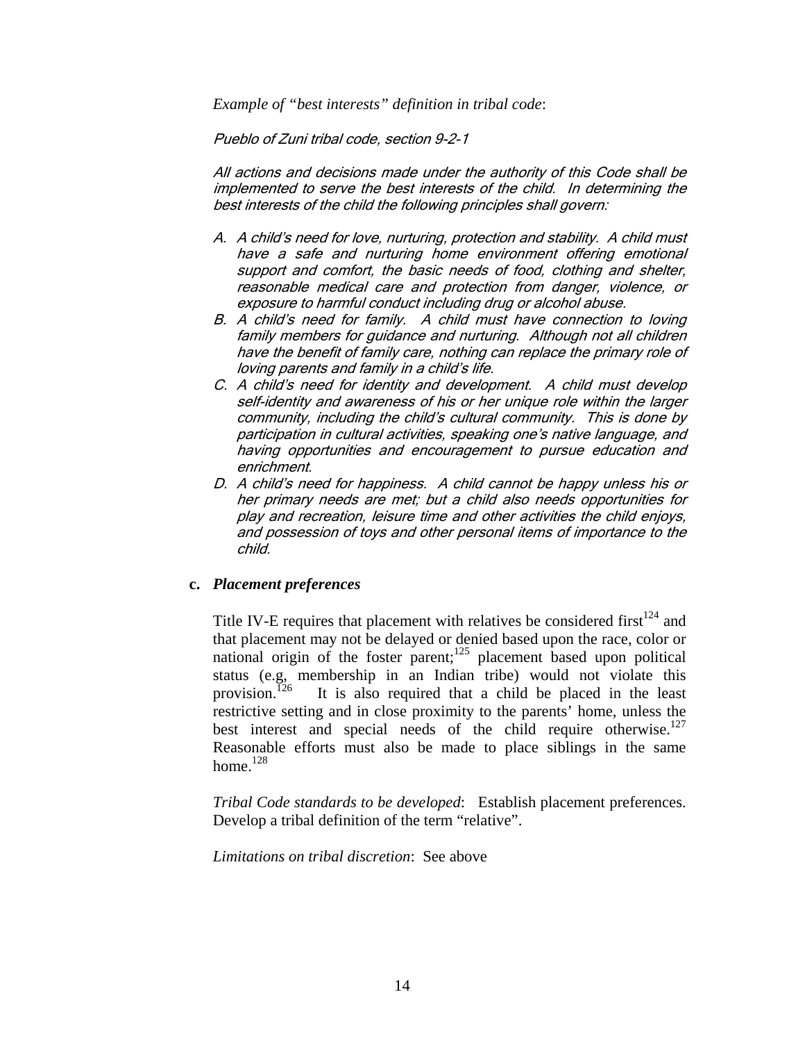*Example of "best interests" definition in tribal code*:

*Pueblo of Zuni tribal code, section 9-2-1*

*All actions and decisions made under the authority of this Code shall be implemented to serve the best interests of the child. In determining the best interests of the child the following principles shall govern:*

*A. A child's need for love, nurturing, protection and stability. A child must have a safe and nurturing home environment offering emotional support and comfort, the basic needs of food, clothing and shelter, reasonable medical care and protection from danger, violence, or exposure to harmful conduct including drug or alcohol abuse.*
*B. A child's need for family. A child must have connection to loving family members for guidance and nurturing. Although not all children have the benefit of family care, nothing can replace the primary role of loving parents and family in a child's life.*
*C. A child's need for identity and development. A child must develop self-identity and awareness of his or her unique role within the larger community, including the child's cultural community. This is done by participation in cultural activities, speaking one's native language, and having opportunities and encouragement to pursue education and enrichment.*
*D. A child's need for happiness. A child cannot be happy unless his or her primary needs are met; but a child also needs opportunities for play and recreation, leisure time and other activities the child enjoys, and possession of toys and other personal items of importance to the child.*

**c.** ***Placement preferences***

Title IV-E requires that placement with relatives be considered first[124] and that placement may not be delayed or denied based upon the race, color or national origin of the foster parent;[125] placement based upon political status (e.g, membership in an Indian tribe) would not violate this provision.[126] It is also required that a child be placed in the least restrictive setting and in close proximity to the parents' home, unless the best interest and special needs of the child require otherwise.[127] Reasonable efforts must also be made to place siblings in the same home.[128]

*Tribal Code standards to be developed*: Establish placement preferences. Develop a tribal definition of the term "relative".

*Limitations on tribal discretion*: See above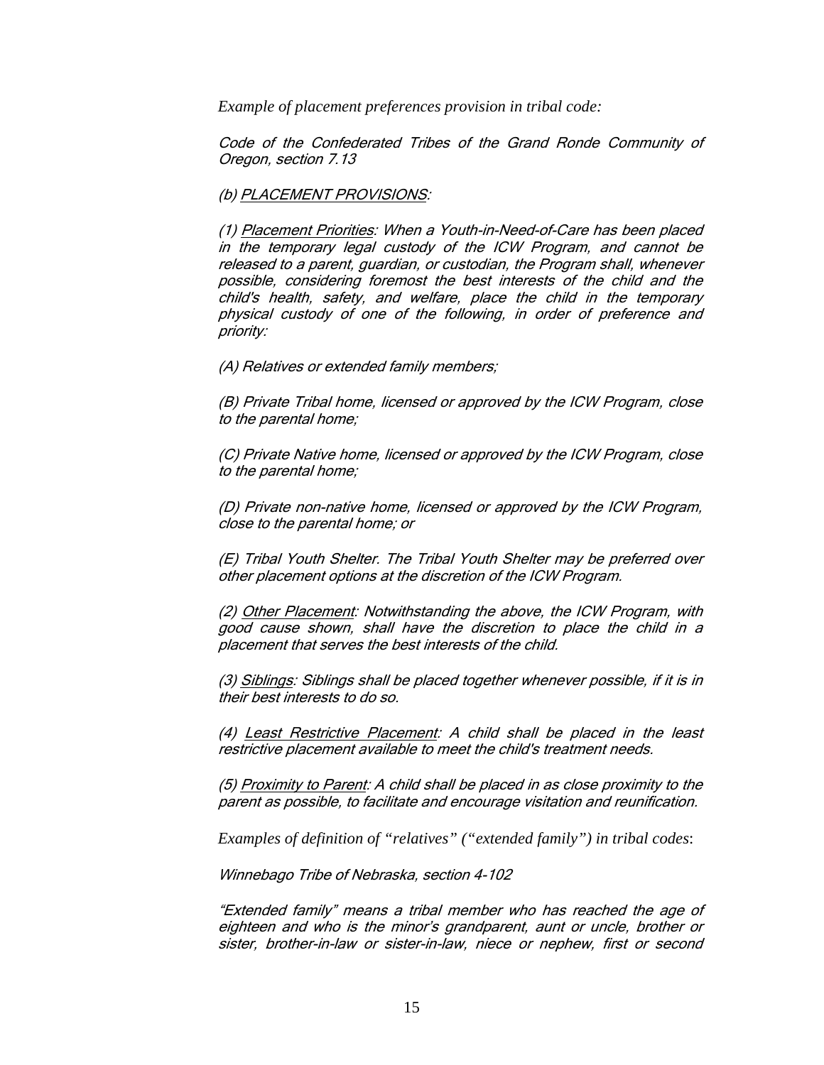*Example of placement preferences provision in tribal code:*

*Code of the Confederated Tribes of the Grand Ronde Community of Oregon, section 7.13*

*(b) PLACEMENT PROVISIONS:*

*(1) Placement Priorities: When a Youth-in-Need-of-Care has been placed in the temporary legal custody of the ICW Program, and cannot be released to a parent, guardian, or custodian, the Program shall, whenever possible, considering foremost the best interests of the child and the child's health, safety, and welfare, place the child in the temporary physical custody of one of the following, in order of preference and priority:*

*(A) Relatives or extended family members;*

*(B) Private Tribal home, licensed or approved by the ICW Program, close to the parental home;*

*(C) Private Native home, licensed or approved by the ICW Program, close to the parental home;*

*(D) Private non-native home, licensed or approved by the ICW Program, close to the parental home; or*

*(E) Tribal Youth Shelter. The Tribal Youth Shelter may be preferred over other placement options at the discretion of the ICW Program.*

*(2) Other Placement: Notwithstanding the above, the ICW Program, with good cause shown, shall have the discretion to place the child in a placement that serves the best interests of the child.*

*(3) Siblings: Siblings shall be placed together whenever possible, if it is in their best interests to do so.*

*(4) Least Restrictive Placement: A child shall be placed in the least restrictive placement available to meet the child's treatment needs.*

*(5) Proximity to Parent: A child shall be placed in as close proximity to the parent as possible, to facilitate and encourage visitation and reunification.*

*Examples of definition of "relatives" ("extended family") in tribal codes*:

*Winnebago Tribe of Nebraska, section 4-102*

*"Extended family" means a tribal member who has reached the age of eighteen and who is the minor's grandparent, aunt or uncle, brother or sister, brother-in-law or sister-in-law, niece or nephew, first or second*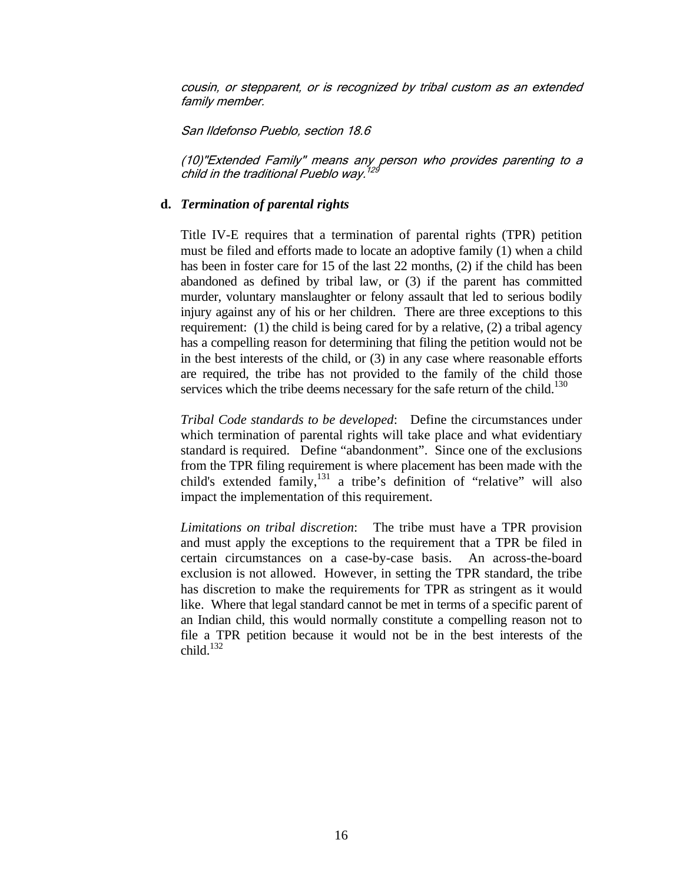*cousin, or stepparent, or is recognized by tribal custom as an extended family member.*

*San Ildefonso Pueblo, section 18.6*

*(10)"Extended Family" means any person who provides parenting to a child in the traditional Pueblo way.*[129]

**d. *Termination of parental rights***

Title IV-E requires that a termination of parental rights (TPR) petition must be filed and efforts made to locate an adoptive family (1) when a child has been in foster care for 15 of the last 22 months, (2) if the child has been abandoned as defined by tribal law, or (3) if the parent has committed murder, voluntary manslaughter or felony assault that led to serious bodily injury against any of his or her children. There are three exceptions to this requirement: (1) the child is being cared for by a relative, (2) a tribal agency has a compelling reason for determining that filing the petition would not be in the best interests of the child, or (3) in any case where reasonable efforts are required, the tribe has not provided to the family of the child those services which the tribe deems necessary for the safe return of the child.[130]

*Tribal Code standards to be developed*: Define the circumstances under which termination of parental rights will take place and what evidentiary standard is required. Define "abandonment". Since one of the exclusions from the TPR filing requirement is where placement has been made with the child's extended family,[131] a tribe's definition of "relative" will also impact the implementation of this requirement.

*Limitations on tribal discretion*: The tribe must have a TPR provision and must apply the exceptions to the requirement that a TPR be filed in certain circumstances on a case-by-case basis. An across-the-board exclusion is not allowed. However, in setting the TPR standard, the tribe has discretion to make the requirements for TPR as stringent as it would like. Where that legal standard cannot be met in terms of a specific parent of an Indian child, this would normally constitute a compelling reason not to file a TPR petition because it would not be in the best interests of the child.[132]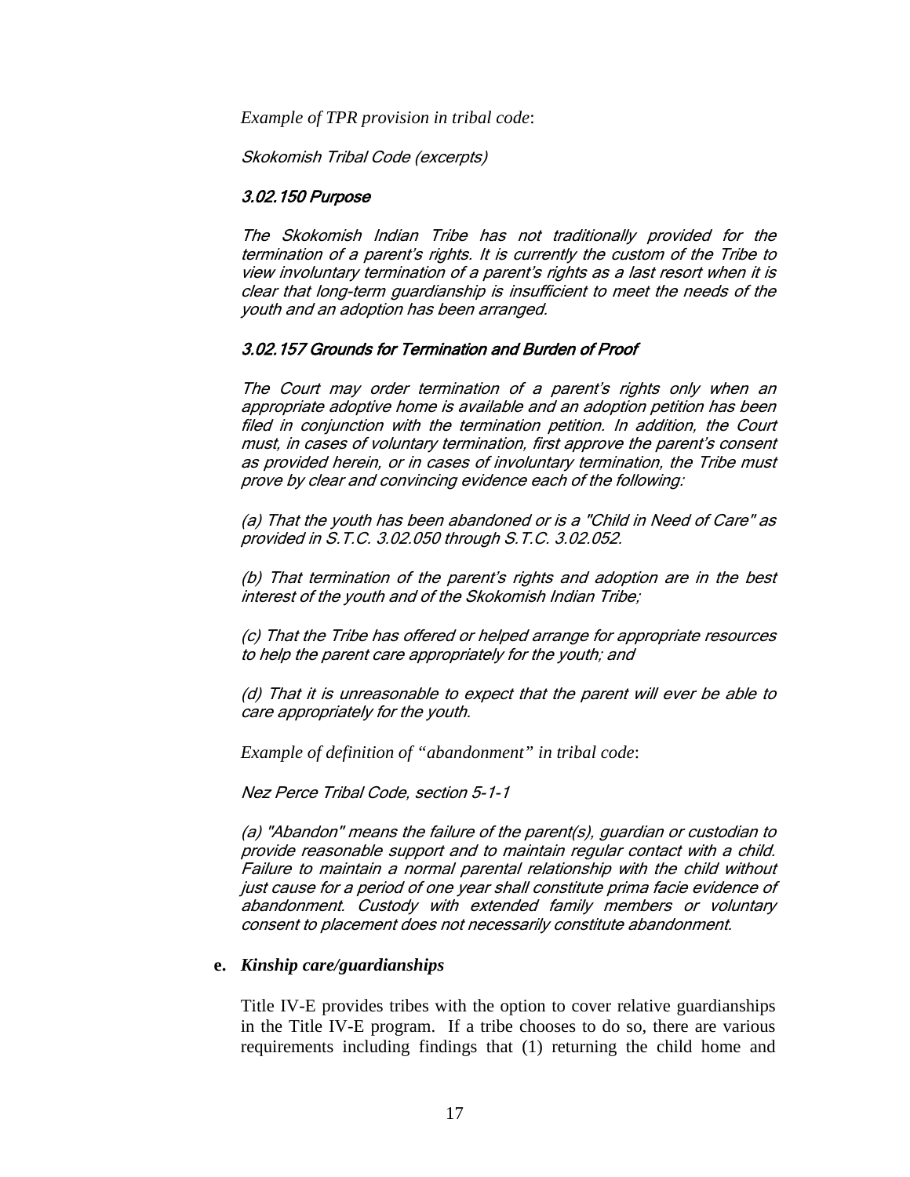*Example of TPR provision in tribal code*:

*Skokomish Tribal Code (excerpts)*

***3.02.150 Purpose***

*The Skokomish Indian Tribe has not traditionally provided for the termination of a parent's rights. It is currently the custom of the Tribe to view involuntary termination of a parent's rights as a last resort when it is clear that long-term guardianship is insufficient to meet the needs of the youth and an adoption has been arranged.*

***3.02.157 Grounds for Termination and Burden of Proof***

*The Court may order termination of a parent's rights only when an appropriate adoptive home is available and an adoption petition has been filed in conjunction with the termination petition. In addition, the Court must, in cases of voluntary termination, first approve the parent's consent as provided herein, or in cases of involuntary termination, the Tribe must prove by clear and convincing evidence each of the following:*

*(a) That the youth has been abandoned or is a "Child in Need of Care" as provided in S.T.C. 3.02.050 through S.T.C. 3.02.052.*

*(b) That termination of the parent's rights and adoption are in the best interest of the youth and of the Skokomish Indian Tribe;*

*(c) That the Tribe has offered or helped arrange for appropriate resources to help the parent care appropriately for the youth; and*

*(d) That it is unreasonable to expect that the parent will ever be able to care appropriately for the youth.*

*Example of definition of "abandonment" in tribal code*:

*Nez Perce Tribal Code, section 5-1-1*

*(a) "Abandon" means the failure of the parent(s), guardian or custodian to provide reasonable support and to maintain regular contact with a child. Failure to maintain a normal parental relationship with the child without just cause for a period of one year shall constitute prima facie evidence of abandonment. Custody with extended family members or voluntary consent to placement does not necessarily constitute abandonment.*

**e.** ***Kinship care/guardianships***

Title IV-E provides tribes with the option to cover relative guardianships in the Title IV-E program. If a tribe chooses to do so, there are various requirements including findings that (1) returning the child home and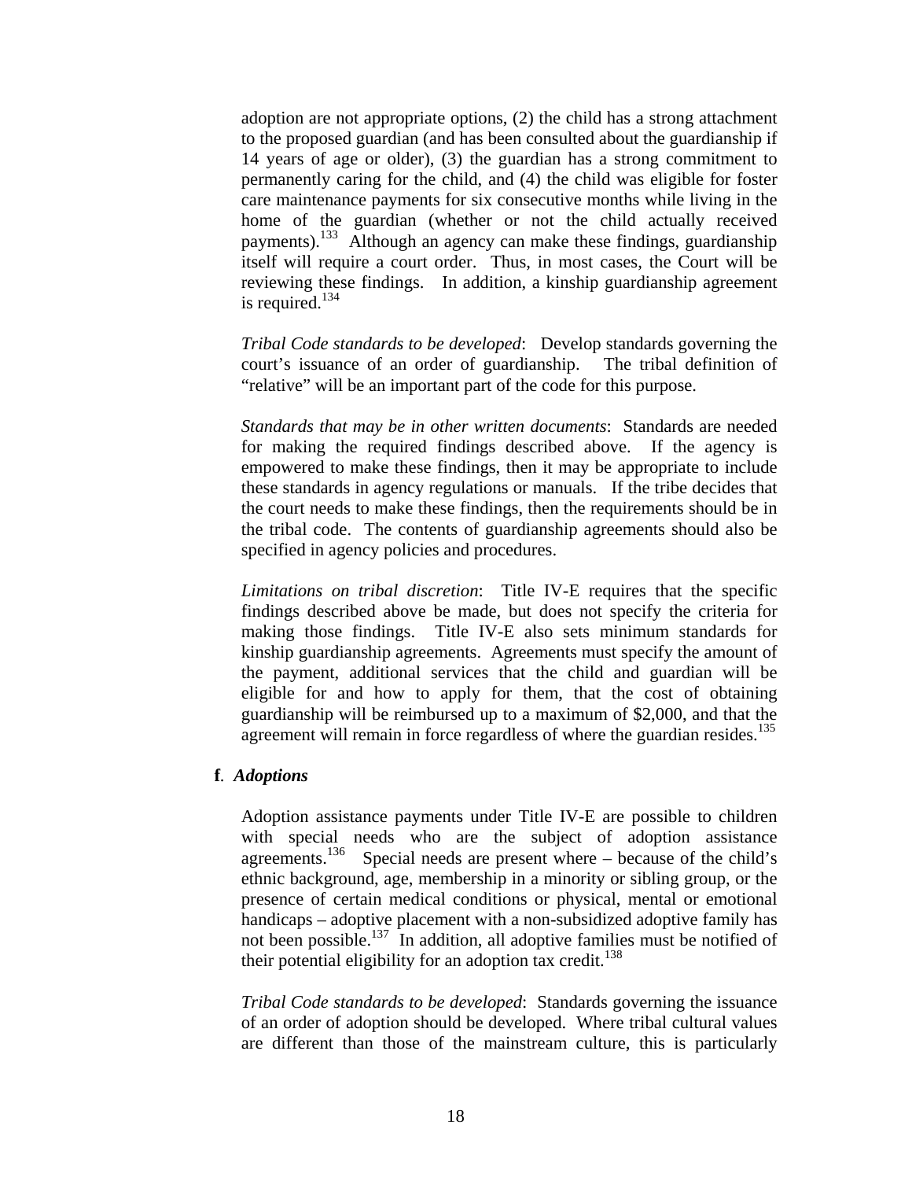adoption are not appropriate options, (2) the child has a strong attachment to the proposed guardian (and has been consulted about the guardianship if 14 years of age or older), (3) the guardian has a strong commitment to permanently caring for the child, and (4) the child was eligible for foster care maintenance payments for six consecutive months while living in the home of the guardian (whether or not the child actually received payments).[133] Although an agency can make these findings, guardianship itself will require a court order. Thus, in most cases, the Court will be reviewing these findings. In addition, a kinship guardianship agreement is required.[134]

*Tribal Code standards to be developed*: Develop standards governing the court's issuance of an order of guardianship. The tribal definition of "relative" will be an important part of the code for this purpose.

*Standards that may be in other written documents*: Standards are needed for making the required findings described above. If the agency is empowered to make these findings, then it may be appropriate to include these standards in agency regulations or manuals. If the tribe decides that the court needs to make these findings, then the requirements should be in the tribal code. The contents of guardianship agreements should also be specified in agency policies and procedures.

*Limitations on tribal discretion*: Title IV-E requires that the specific findings described above be made, but does not specify the criteria for making those findings. Title IV-E also sets minimum standards for kinship guardianship agreements. Agreements must specify the amount of the payment, additional services that the child and guardian will be eligible for and how to apply for them, that the cost of obtaining guardianship will be reimbursed up to a maximum of $2,000, and that the agreement will remain in force regardless of where the guardian resides.[135]

**f.** ***Adoptions***

Adoption assistance payments under Title IV-E are possible to children with special needs who are the subject of adoption assistance agreements.[136] Special needs are present where – because of the child's ethnic background, age, membership in a minority or sibling group, or the presence of certain medical conditions or physical, mental or emotional handicaps – adoptive placement with a non-subsidized adoptive family has not been possible.[137] In addition, all adoptive families must be notified of their potential eligibility for an adoption tax credit.[138]

*Tribal Code standards to be developed*: Standards governing the issuance of an order of adoption should be developed. Where tribal cultural values are different than those of the mainstream culture, this is particularly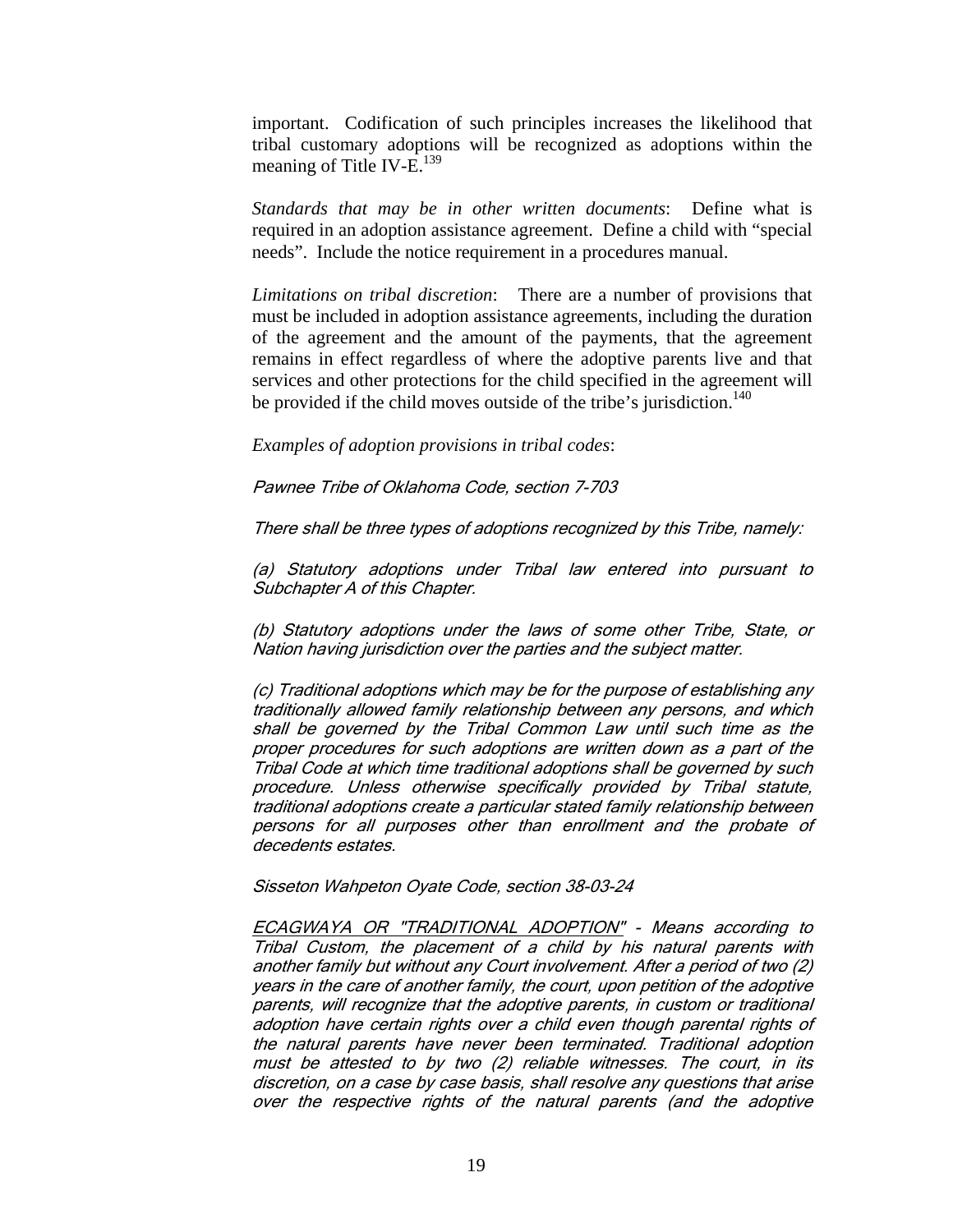important. Codification of such principles increases the likelihood that tribal customary adoptions will be recognized as adoptions within the meaning of Title IV-E.[139]

*Standards that may be in other written documents*: Define what is required in an adoption assistance agreement. Define a child with "special needs". Include the notice requirement in a procedures manual.

*Limitations on tribal discretion*: There are a number of provisions that must be included in adoption assistance agreements, including the duration of the agreement and the amount of the payments, that the agreement remains in effect regardless of where the adoptive parents live and that services and other protections for the child specified in the agreement will be provided if the child moves outside of the tribe's jurisdiction.[140]

*Examples of adoption provisions in tribal codes*:

*Pawnee Tribe of Oklahoma Code, section 7-703*

*There shall be three types of adoptions recognized by this Tribe, namely:*

*(a) Statutory adoptions under Tribal law entered into pursuant to Subchapter A of this Chapter.*

*(b) Statutory adoptions under the laws of some other Tribe, State, or Nation having jurisdiction over the parties and the subject matter.*

*(c) Traditional adoptions which may be for the purpose of establishing any traditionally allowed family relationship between any persons, and which shall be governed by the Tribal Common Law until such time as the proper procedures for such adoptions are written down as a part of the Tribal Code at which time traditional adoptions shall be governed by such procedure. Unless otherwise specifically provided by Tribal statute, traditional adoptions create a particular stated family relationship between persons for all purposes other than enrollment and the probate of decedents estates.*

*Sisseton Wahpeton Oyate Code, section 38-03-24*

*<u>ECAGWAYA OR "TRADITIONAL ADOPTION"</u> - Means according to Tribal Custom, the placement of a child by his natural parents with another family but without any Court involvement. After a period of two (2) years in the care of another family, the court, upon petition of the adoptive parents, will recognize that the adoptive parents, in custom or traditional adoption have certain rights over a child even though parental rights of the natural parents have never been terminated. Traditional adoption must be attested to by two (2) reliable witnesses. The court, in its discretion, on a case by case basis, shall resolve any questions that arise over the respective rights of the natural parents (and the adoptive*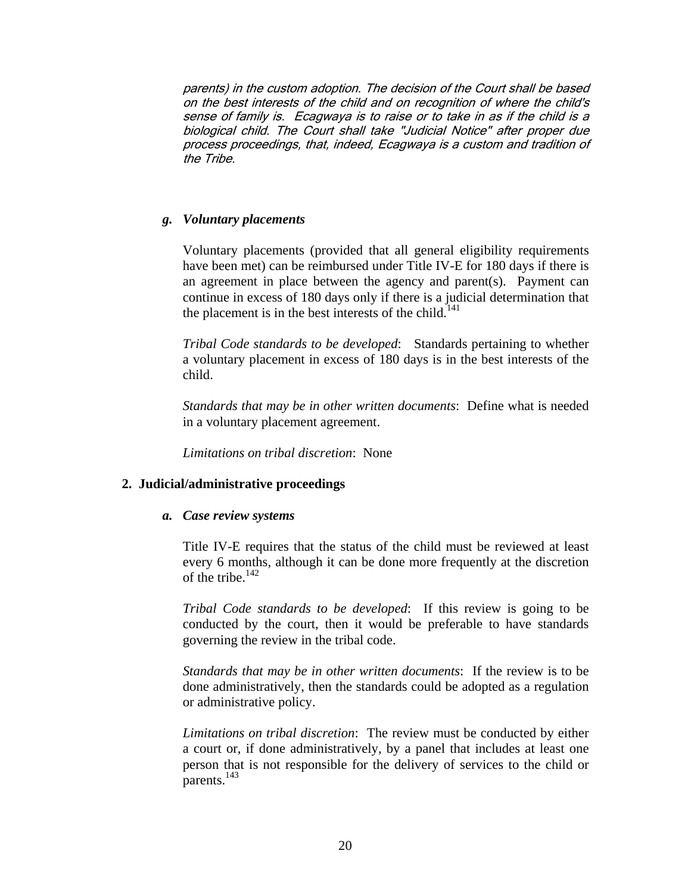*parents) in the custom adoption. The decision of the Court shall be based on the best interests of the child and on recognition of where the child's sense of family is. Ecagwaya is to raise or to take in as if the child is a biological child. The Court shall take "Judicial Notice" after proper due process proceedings, that, indeed, Ecagwaya is a custom and tradition of the Tribe.*

### *g. Voluntary placements*

Voluntary placements (provided that all general eligibility requirements have been met) can be reimbursed under Title IV-E for 180 days if there is an agreement in place between the agency and parent(s). Payment can continue in excess of 180 days only if there is a judicial determination that the placement is in the best interests of the child.[141]

*Tribal Code standards to be developed*: Standards pertaining to whether a voluntary placement in excess of 180 days is in the best interests of the child.

*Standards that may be in other written documents*: Define what is needed in a voluntary placement agreement.

*Limitations on tribal discretion*: None

## 2. Judicial/administrative proceedings

### *a. Case review systems*

Title IV-E requires that the status of the child must be reviewed at least every 6 months, although it can be done more frequently at the discretion of the tribe.[142]

*Tribal Code standards to be developed*: If this review is going to be conducted by the court, then it would be preferable to have standards governing the review in the tribal code.

*Standards that may be in other written documents*: If the review is to be done administratively, then the standards could be adopted as a regulation or administrative policy.

*Limitations on tribal discretion*: The review must be conducted by either a court or, if done administratively, by a panel that includes at least one person that is not responsible for the delivery of services to the child or parents.[143]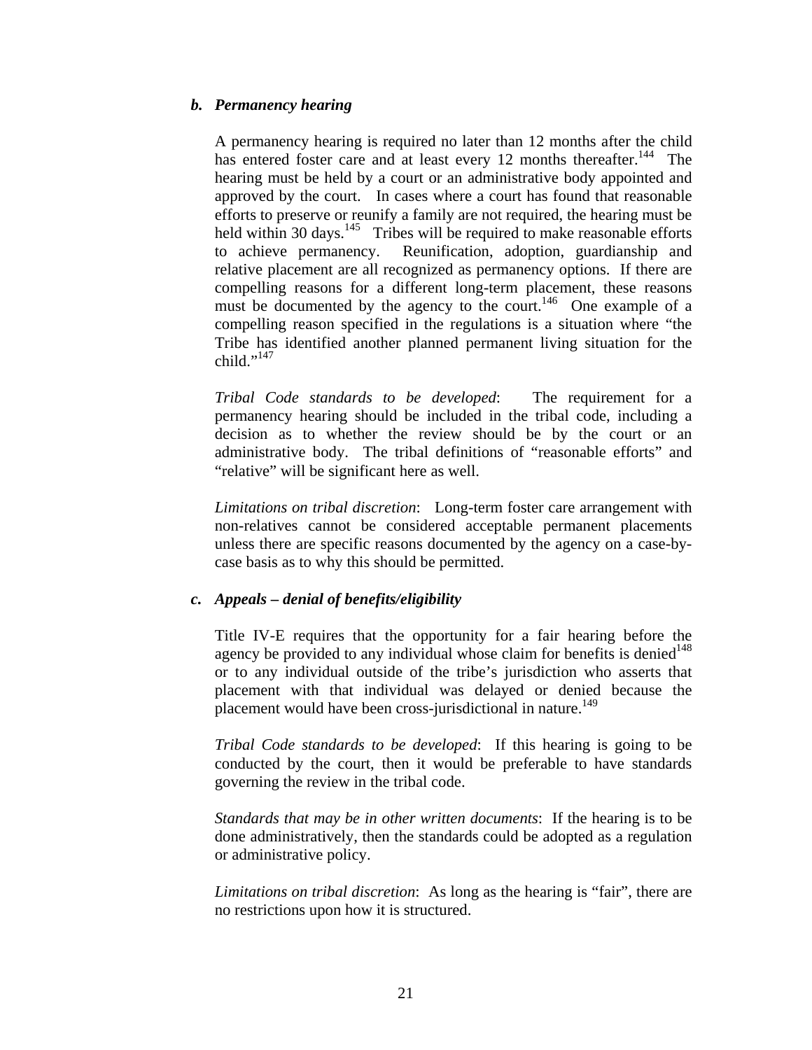### *b. Permanency hearing*

A permanency hearing is required no later than 12 months after the child has entered foster care and at least every 12 months thereafter.[144] The hearing must be held by a court or an administrative body appointed and approved by the court. In cases where a court has found that reasonable efforts to preserve or reunify a family are not required, the hearing must be held within 30 days.[145] Tribes will be required to make reasonable efforts to achieve permanency. Reunification, adoption, guardianship and relative placement are all recognized as permanency options. If there are compelling reasons for a different long-term placement, these reasons must be documented by the agency to the court.[146] One example of a compelling reason specified in the regulations is a situation where "the Tribe has identified another planned permanent living situation for the child."[147]

*Tribal Code standards to be developed*: The requirement for a permanency hearing should be included in the tribal code, including a decision as to whether the review should be by the court or an administrative body. The tribal definitions of "reasonable efforts" and "relative" will be significant here as well.

*Limitations on tribal discretion*: Long-term foster care arrangement with non-relatives cannot be considered acceptable permanent placements unless there are specific reasons documented by the agency on a case-by-case basis as to why this should be permitted.

### *c. Appeals – denial of benefits/eligibility*

Title IV-E requires that the opportunity for a fair hearing before the agency be provided to any individual whose claim for benefits is denied[148] or to any individual outside of the tribe's jurisdiction who asserts that placement with that individual was delayed or denied because the placement would have been cross-jurisdictional in nature.[149]

*Tribal Code standards to be developed*: If this hearing is going to be conducted by the court, then it would be preferable to have standards governing the review in the tribal code.

*Standards that may be in other written documents*: If the hearing is to be done administratively, then the standards could be adopted as a regulation or administrative policy.

*Limitations on tribal discretion*: As long as the hearing is "fair", there are no restrictions upon how it is structured.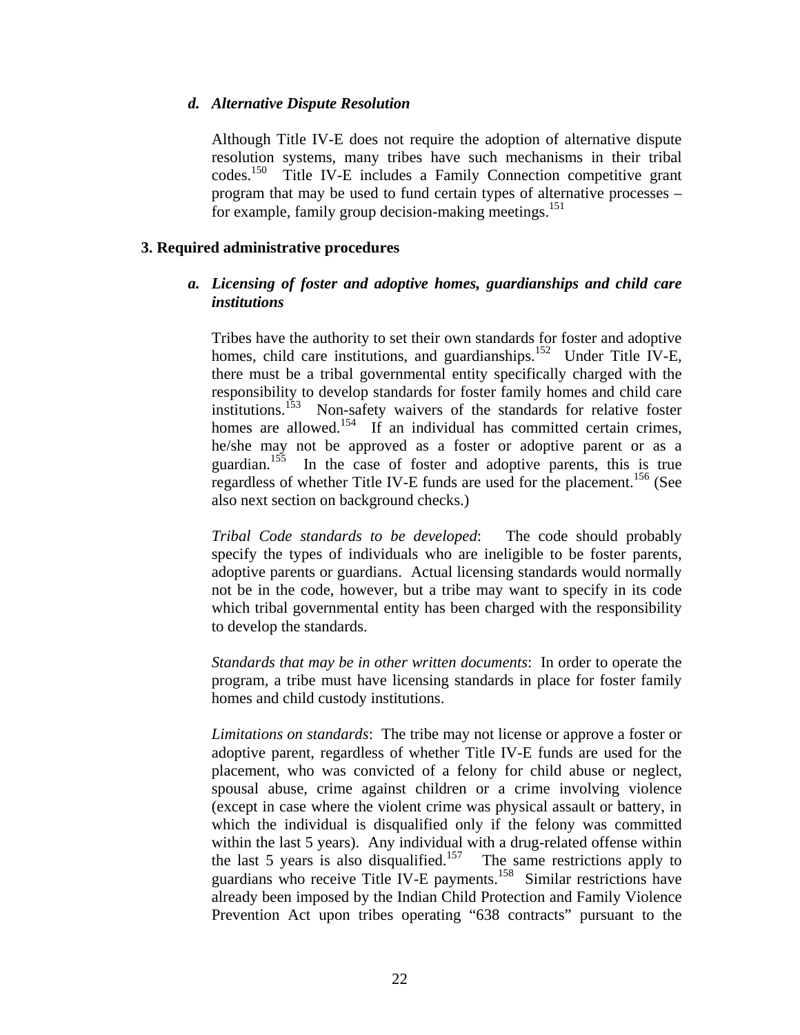#### *d. Alternative Dispute Resolution*

Although Title IV-E does not require the adoption of alternative dispute resolution systems, many tribes have such mechanisms in their tribal codes.[150] Title IV-E includes a Family Connection competitive grant program that may be used to fund certain types of alternative processes – for example, family group decision-making meetings.[151]

### 3. Required administrative procedures

#### *a. Licensing of foster and adoptive homes, guardianships and child care institutions*

Tribes have the authority to set their own standards for foster and adoptive homes, child care institutions, and guardianships.[152] Under Title IV-E, there must be a tribal governmental entity specifically charged with the responsibility to develop standards for foster family homes and child care institutions.[153] Non-safety waivers of the standards for relative foster homes are allowed.[154] If an individual has committed certain crimes, he/she may not be approved as a foster or adoptive parent or as a guardian.[155] In the case of foster and adoptive parents, this is true regardless of whether Title IV-E funds are used for the placement.[156] (See also next section on background checks.)

*Tribal Code standards to be developed*: The code should probably specify the types of individuals who are ineligible to be foster parents, adoptive parents or guardians. Actual licensing standards would normally not be in the code, however, but a tribe may want to specify in its code which tribal governmental entity has been charged with the responsibility to develop the standards.

*Standards that may be in other written documents*: In order to operate the program, a tribe must have licensing standards in place for foster family homes and child custody institutions.

*Limitations on standards*: The tribe may not license or approve a foster or adoptive parent, regardless of whether Title IV-E funds are used for the placement, who was convicted of a felony for child abuse or neglect, spousal abuse, crime against children or a crime involving violence (except in case where the violent crime was physical assault or battery, in which the individual is disqualified only if the felony was committed within the last 5 years). Any individual with a drug-related offense within the last 5 years is also disqualified.[157] The same restrictions apply to guardians who receive Title IV-E payments.[158] Similar restrictions have already been imposed by the Indian Child Protection and Family Violence Prevention Act upon tribes operating "638 contracts" pursuant to the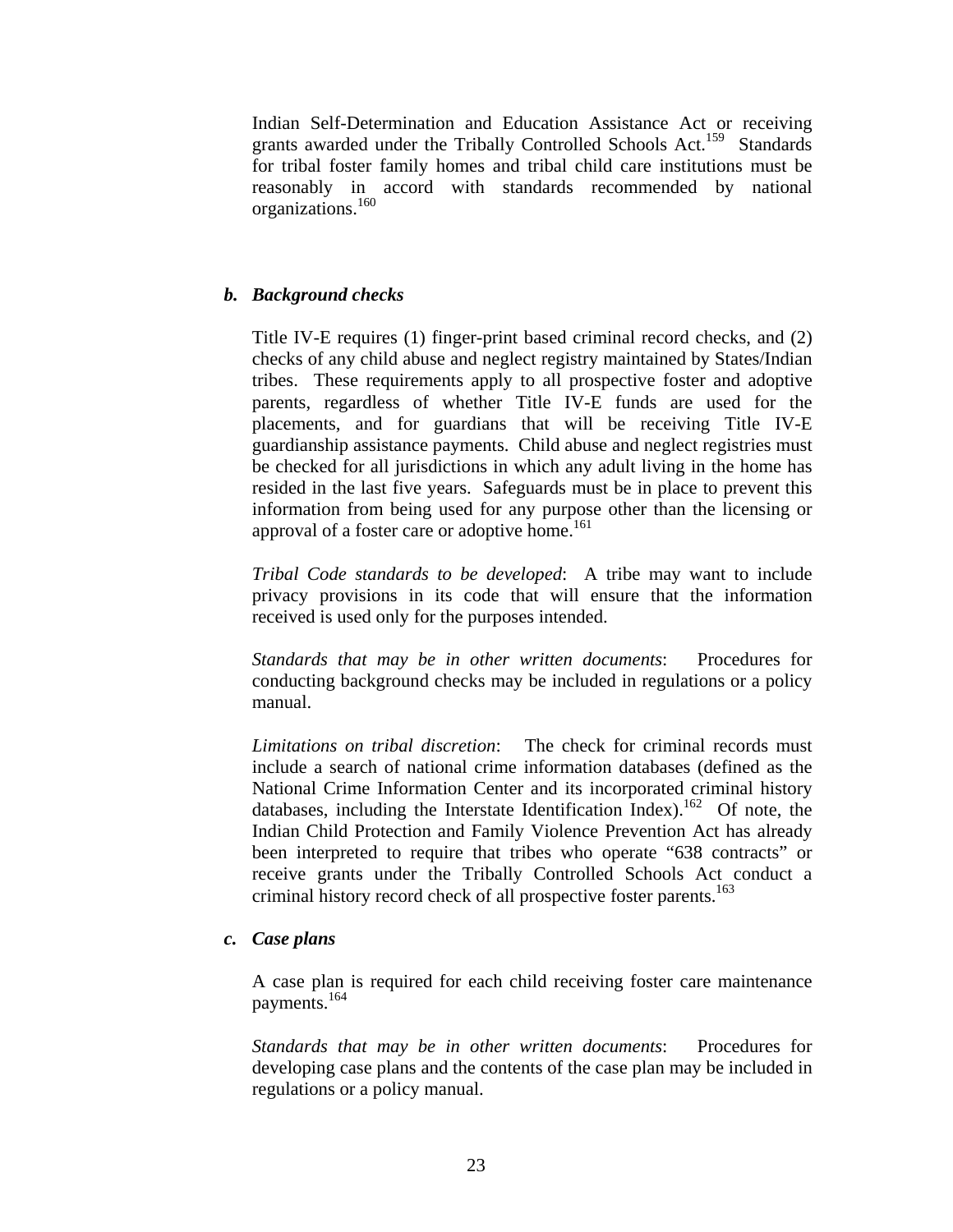Indian Self-Determination and Education Assistance Act or receiving grants awarded under the Tribally Controlled Schools Act.[159] Standards for tribal foster family homes and tribal child care institutions must be reasonably in accord with standards recommended by national organizations.[160]

***b. Background checks***

Title IV-E requires (1) finger-print based criminal record checks, and (2) checks of any child abuse and neglect registry maintained by States/Indian tribes. These requirements apply to all prospective foster and adoptive parents, regardless of whether Title IV-E funds are used for the placements, and for guardians that will be receiving Title IV-E guardianship assistance payments. Child abuse and neglect registries must be checked for all jurisdictions in which any adult living in the home has resided in the last five years. Safeguards must be in place to prevent this information from being used for any purpose other than the licensing or approval of a foster care or adoptive home.[161]

*Tribal Code standards to be developed*: A tribe may want to include privacy provisions in its code that will ensure that the information received is used only for the purposes intended.

*Standards that may be in other written documents*: Procedures for conducting background checks may be included in regulations or a policy manual.

*Limitations on tribal discretion*: The check for criminal records must include a search of national crime information databases (defined as the National Crime Information Center and its incorporated criminal history databases, including the Interstate Identification Index).[162] Of note, the Indian Child Protection and Family Violence Prevention Act has already been interpreted to require that tribes who operate "638 contracts" or receive grants under the Tribally Controlled Schools Act conduct a criminal history record check of all prospective foster parents.[163]

***c. Case plans***

A case plan is required for each child receiving foster care maintenance payments.[164]

*Standards that may be in other written documents*: Procedures for developing case plans and the contents of the case plan may be included in regulations or a policy manual.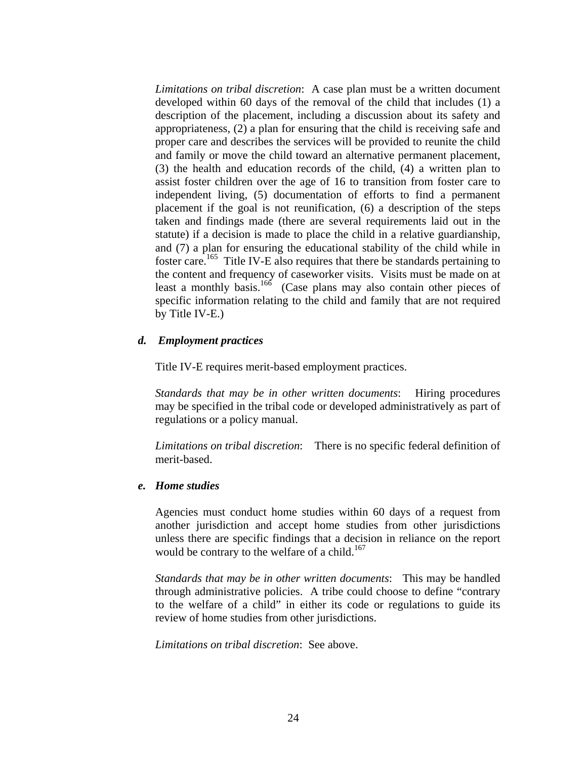*Limitations on tribal discretion*: A case plan must be a written document developed within 60 days of the removal of the child that includes (1) a description of the placement, including a discussion about its safety and appropriateness, (2) a plan for ensuring that the child is receiving safe and proper care and describes the services will be provided to reunite the child and family or move the child toward an alternative permanent placement, (3) the health and education records of the child, (4) a written plan to assist foster children over the age of 16 to transition from foster care to independent living, (5) documentation of efforts to find a permanent placement if the goal is not reunification, (6) a description of the steps taken and findings made (there are several requirements laid out in the statute) if a decision is made to place the child in a relative guardianship, and (7) a plan for ensuring the educational stability of the child while in foster care.[165] Title IV-E also requires that there be standards pertaining to the content and frequency of caseworker visits. Visits must be made on at least a monthly basis.[166] (Case plans may also contain other pieces of specific information relating to the child and family that are not required by Title IV-E.)

***d. Employment practices***

Title IV-E requires merit-based employment practices.

*Standards that may be in other written documents*: Hiring procedures may be specified in the tribal code or developed administratively as part of regulations or a policy manual.

*Limitations on tribal discretion*: There is no specific federal definition of merit-based.

***e. Home studies***

Agencies must conduct home studies within 60 days of a request from another jurisdiction and accept home studies from other jurisdictions unless there are specific findings that a decision in reliance on the report would be contrary to the welfare of a child.[167]

*Standards that may be in other written documents*: This may be handled through administrative policies. A tribe could choose to define "contrary to the welfare of a child" in either its code or regulations to guide its review of home studies from other jurisdictions.

*Limitations on tribal discretion*: See above.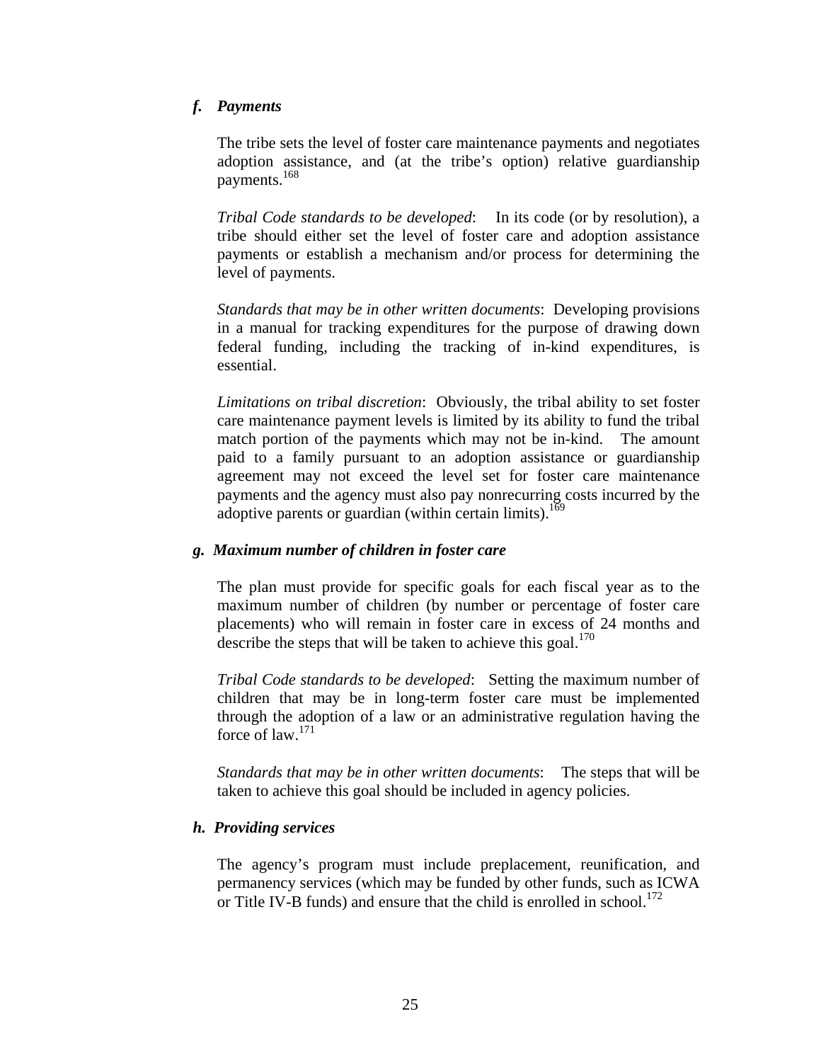### *f. Payments*

The tribe sets the level of foster care maintenance payments and negotiates adoption assistance, and (at the tribe's option) relative guardianship payments.[168]

*Tribal Code standards to be developed*: In its code (or by resolution), a tribe should either set the level of foster care and adoption assistance payments or establish a mechanism and/or process for determining the level of payments.

*Standards that may be in other written documents*: Developing provisions in a manual for tracking expenditures for the purpose of drawing down federal funding, including the tracking of in-kind expenditures, is essential.

*Limitations on tribal discretion*: Obviously, the tribal ability to set foster care maintenance payment levels is limited by its ability to fund the tribal match portion of the payments which may not be in-kind. The amount paid to a family pursuant to an adoption assistance or guardianship agreement may not exceed the level set for foster care maintenance payments and the agency must also pay nonrecurring costs incurred by the adoptive parents or guardian (within certain limits).[169]

### *g. Maximum number of children in foster care*

The plan must provide for specific goals for each fiscal year as to the maximum number of children (by number or percentage of foster care placements) who will remain in foster care in excess of 24 months and describe the steps that will be taken to achieve this goal.[170]

*Tribal Code standards to be developed*: Setting the maximum number of children that may be in long-term foster care must be implemented through the adoption of a law or an administrative regulation having the force of law.[171]

*Standards that may be in other written documents*: The steps that will be taken to achieve this goal should be included in agency policies.

### *h. Providing services*

The agency's program must include preplacement, reunification, and permanency services (which may be funded by other funds, such as ICWA or Title IV-B funds) and ensure that the child is enrolled in school.[172]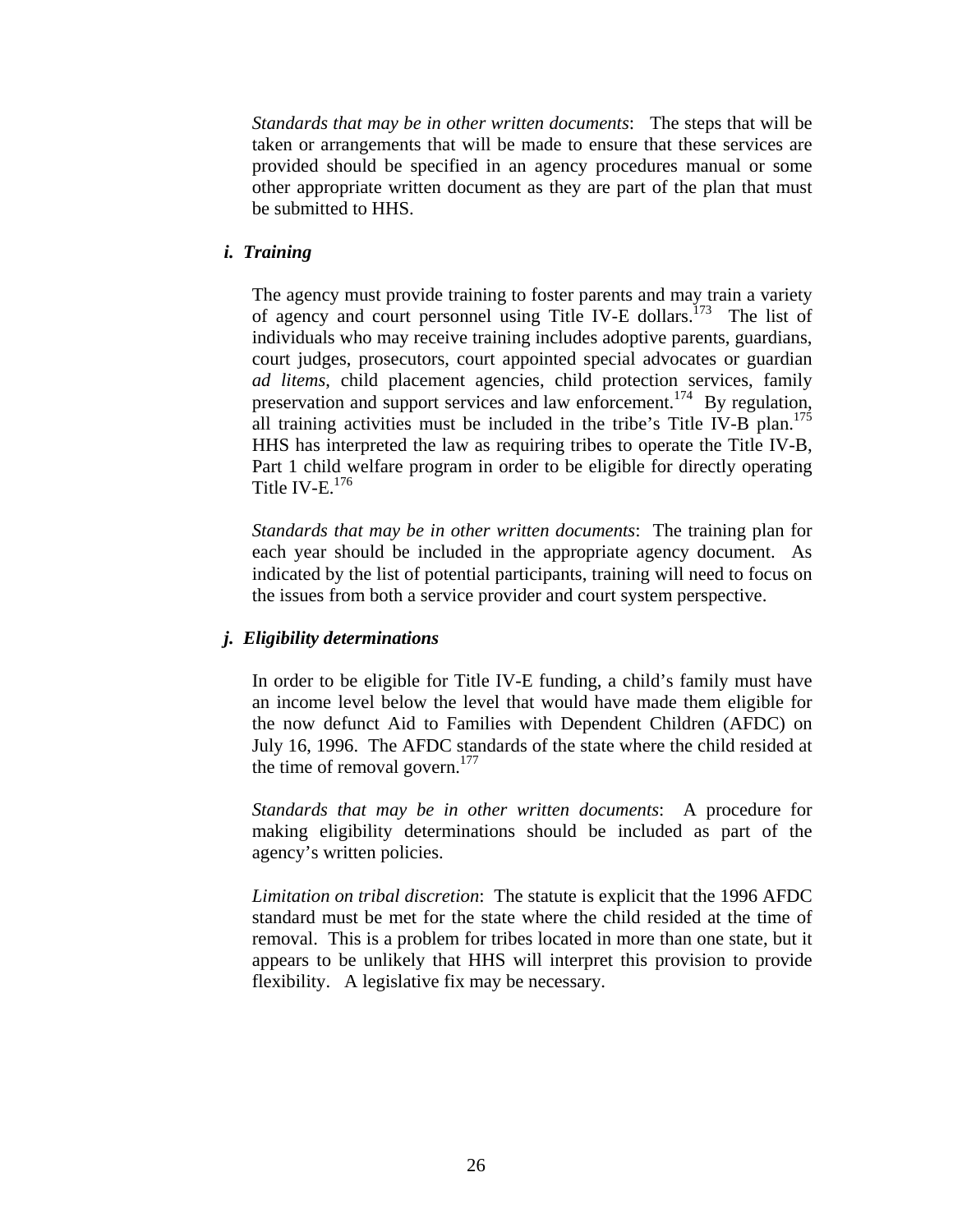*Standards that may be in other written documents*: The steps that will be taken or arrangements that will be made to ensure that these services are provided should be specified in an agency procedures manual or some other appropriate written document as they are part of the plan that must be submitted to HHS.

### *i. Training*

The agency must provide training to foster parents and may train a variety of agency and court personnel using Title IV-E dollars.[173] The list of individuals who may receive training includes adoptive parents, guardians, court judges, prosecutors, court appointed special advocates or guardian *ad litems*, child placement agencies, child protection services, family preservation and support services and law enforcement.[174] By regulation, all training activities must be included in the tribe's Title IV-B plan.[175] HHS has interpreted the law as requiring tribes to operate the Title IV-B, Part 1 child welfare program in order to be eligible for directly operating Title IV-E.[176]

*Standards that may be in other written documents*: The training plan for each year should be included in the appropriate agency document. As indicated by the list of potential participants, training will need to focus on the issues from both a service provider and court system perspective.

### *j. Eligibility determinations*

In order to be eligible for Title IV-E funding, a child's family must have an income level below the level that would have made them eligible for the now defunct Aid to Families with Dependent Children (AFDC) on July 16, 1996. The AFDC standards of the state where the child resided at the time of removal govern.[177]

*Standards that may be in other written documents*: A procedure for making eligibility determinations should be included as part of the agency's written policies.

*Limitation on tribal discretion*: The statute is explicit that the 1996 AFDC standard must be met for the state where the child resided at the time of removal. This is a problem for tribes located in more than one state, but it appears to be unlikely that HHS will interpret this provision to provide flexibility. A legislative fix may be necessary.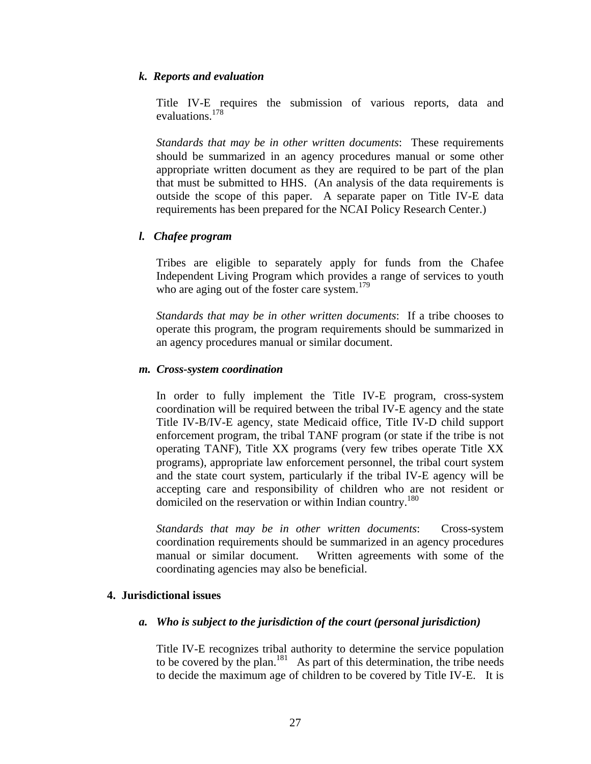### *k. Reports and evaluation*

Title IV-E requires the submission of various reports, data and evaluations.[178]

*Standards that may be in other written documents*: These requirements should be summarized in an agency procedures manual or some other appropriate written document as they are required to be part of the plan that must be submitted to HHS. (An analysis of the data requirements is outside the scope of this paper. A separate paper on Title IV-E data requirements has been prepared for the NCAI Policy Research Center.)

### *l. Chafee program*

Tribes are eligible to separately apply for funds from the Chafee Independent Living Program which provides a range of services to youth who are aging out of the foster care system.[179]

*Standards that may be in other written documents*: If a tribe chooses to operate this program, the program requirements should be summarized in an agency procedures manual or similar document.

### *m. Cross-system coordination*

In order to fully implement the Title IV-E program, cross-system coordination will be required between the tribal IV-E agency and the state Title IV-B/IV-E agency, state Medicaid office, Title IV-D child support enforcement program, the tribal TANF program (or state if the tribe is not operating TANF), Title XX programs (very few tribes operate Title XX programs), appropriate law enforcement personnel, the tribal court system and the state court system, particularly if the tribal IV-E agency will be accepting care and responsibility of children who are not resident or domiciled on the reservation or within Indian country.[180]

*Standards that may be in other written documents*: Cross-system coordination requirements should be summarized in an agency procedures manual or similar document. Written agreements with some of the coordinating agencies may also be beneficial.

## 4. Jurisdictional issues

### *a. Who is subject to the jurisdiction of the court (personal jurisdiction)*

Title IV-E recognizes tribal authority to determine the service population to be covered by the plan.[181] As part of this determination, the tribe needs to decide the maximum age of children to be covered by Title IV-E. It is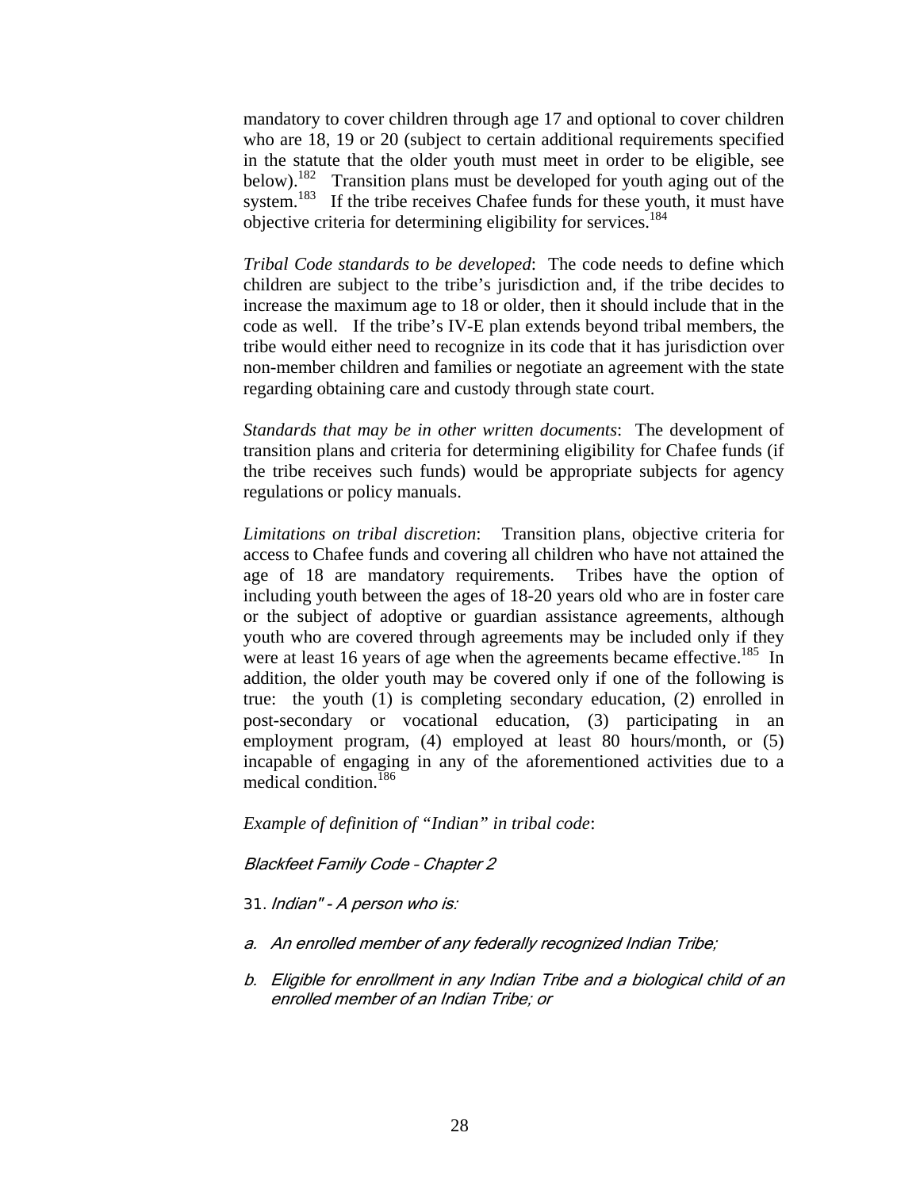mandatory to cover children through age 17 and optional to cover children who are 18, 19 or 20 (subject to certain additional requirements specified in the statute that the older youth must meet in order to be eligible, see below).[182] Transition plans must be developed for youth aging out of the system.[183] If the tribe receives Chafee funds for these youth, it must have objective criteria for determining eligibility for services.[184]

*Tribal Code standards to be developed*: The code needs to define which children are subject to the tribe's jurisdiction and, if the tribe decides to increase the maximum age to 18 or older, then it should include that in the code as well. If the tribe's IV-E plan extends beyond tribal members, the tribe would either need to recognize in its code that it has jurisdiction over non-member children and families or negotiate an agreement with the state regarding obtaining care and custody through state court.

*Standards that may be in other written documents*: The development of transition plans and criteria for determining eligibility for Chafee funds (if the tribe receives such funds) would be appropriate subjects for agency regulations or policy manuals.

*Limitations on tribal discretion*: Transition plans, objective criteria for access to Chafee funds and covering all children who have not attained the age of 18 are mandatory requirements. Tribes have the option of including youth between the ages of 18-20 years old who are in foster care or the subject of adoptive or guardian assistance agreements, although youth who are covered through agreements may be included only if they were at least 16 years of age when the agreements became effective.[185] In addition, the older youth may be covered only if one of the following is true: the youth (1) is completing secondary education, (2) enrolled in post-secondary or vocational education, (3) participating in an employment program, (4) employed at least 80 hours/month, or (5) incapable of engaging in any of the aforementioned activities due to a medical condition.[186]

*Example of definition of "Indian" in tribal code*:

*Blackfeet Family Code – Chapter 2*

31. *Indian" - A person who is:*

*a. An enrolled member of any federally recognized Indian Tribe;*

*b. Eligible for enrollment in any Indian Tribe and a biological child of an enrolled member of an Indian Tribe; or*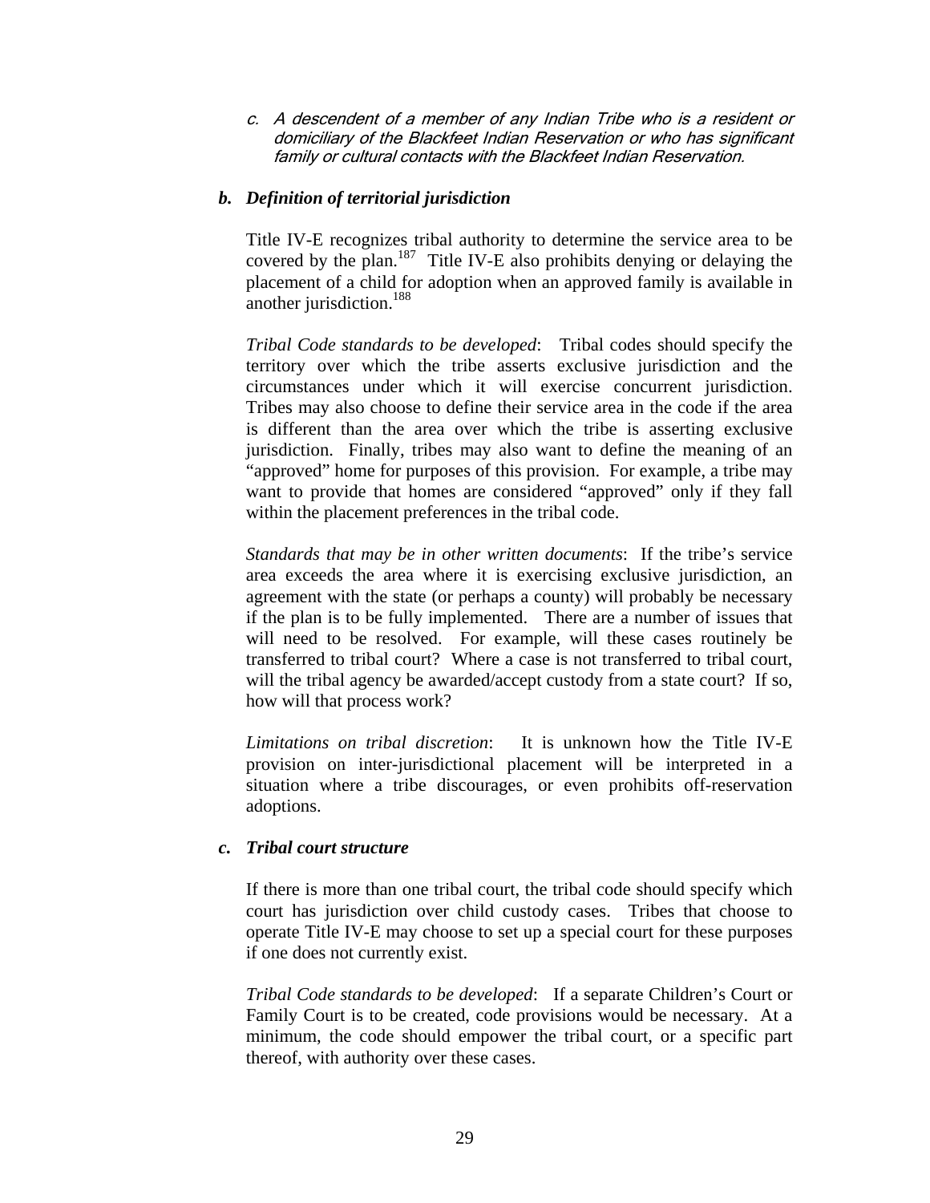*c. A descendent of a member of any Indian Tribe who is a resident or domiciliary of the Blackfeet Indian Reservation or who has significant family or cultural contacts with the Blackfeet Indian Reservation.*

### *b. Definition of territorial jurisdiction*

Title IV-E recognizes tribal authority to determine the service area to be covered by the plan.[187] Title IV-E also prohibits denying or delaying the placement of a child for adoption when an approved family is available in another jurisdiction.[188]

*Tribal Code standards to be developed*: Tribal codes should specify the territory over which the tribe asserts exclusive jurisdiction and the circumstances under which it will exercise concurrent jurisdiction. Tribes may also choose to define their service area in the code if the area is different than the area over which the tribe is asserting exclusive jurisdiction. Finally, tribes may also want to define the meaning of an "approved" home for purposes of this provision. For example, a tribe may want to provide that homes are considered "approved" only if they fall within the placement preferences in the tribal code.

*Standards that may be in other written documents*: If the tribe's service area exceeds the area where it is exercising exclusive jurisdiction, an agreement with the state (or perhaps a county) will probably be necessary if the plan is to be fully implemented. There are a number of issues that will need to be resolved. For example, will these cases routinely be transferred to tribal court? Where a case is not transferred to tribal court, will the tribal agency be awarded/accept custody from a state court? If so, how will that process work?

*Limitations on tribal discretion*: It is unknown how the Title IV-E provision on inter-jurisdictional placement will be interpreted in a situation where a tribe discourages, or even prohibits off-reservation adoptions.

### *c. Tribal court structure*

If there is more than one tribal court, the tribal code should specify which court has jurisdiction over child custody cases. Tribes that choose to operate Title IV-E may choose to set up a special court for these purposes if one does not currently exist.

*Tribal Code standards to be developed*: If a separate Children's Court or Family Court is to be created, code provisions would be necessary. At a minimum, the code should empower the tribal court, or a specific part thereof, with authority over these cases.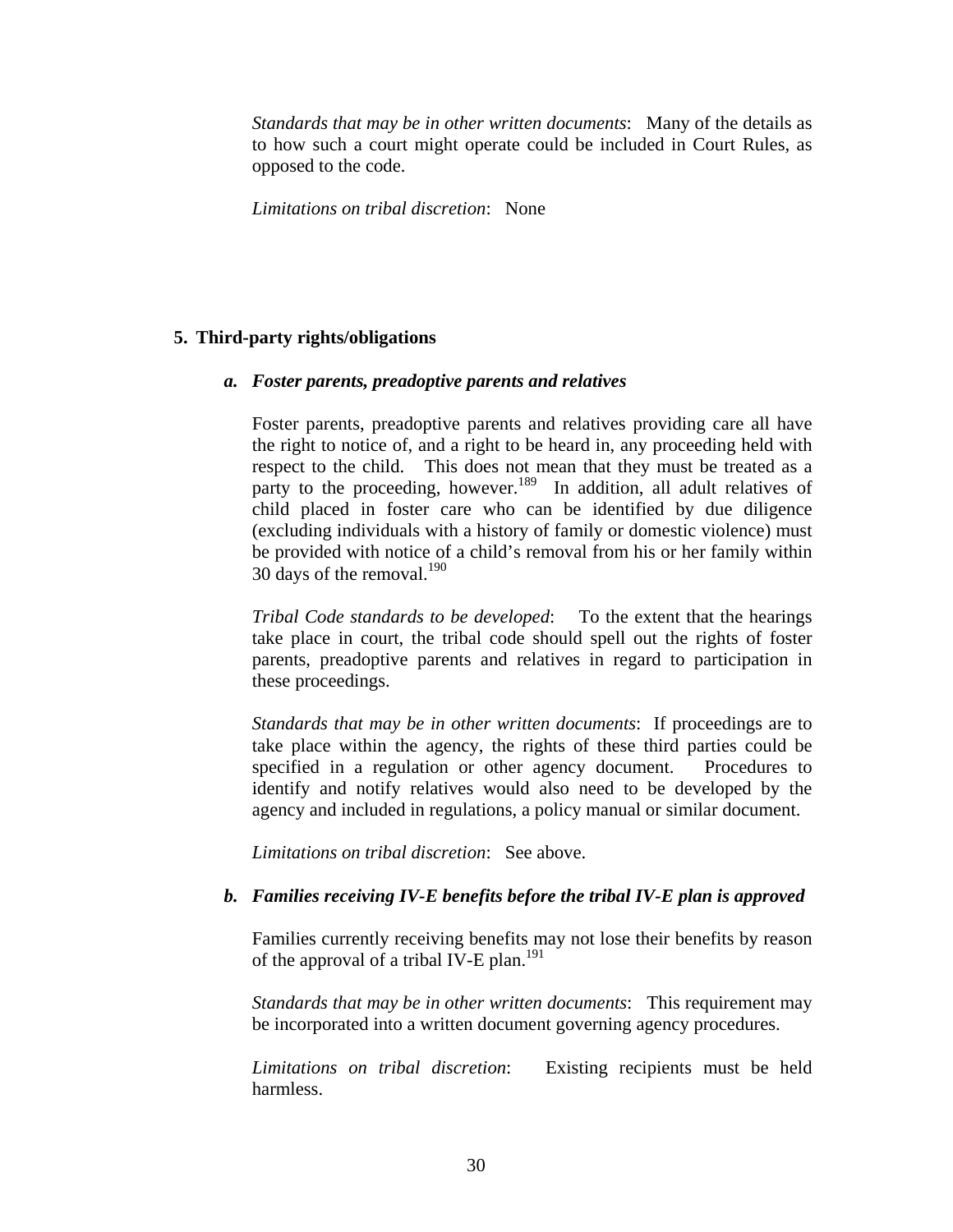*Standards that may be in other written documents*: Many of the details as to how such a court might operate could be included in Court Rules, as opposed to the code.

*Limitations on tribal discretion*: None

### 5. Third-party rights/obligations

#### *a. Foster parents, preadoptive parents and relatives*

Foster parents, preadoptive parents and relatives providing care all have the right to notice of, and a right to be heard in, any proceeding held with respect to the child. This does not mean that they must be treated as a party to the proceeding, however.[189] In addition, all adult relatives of child placed in foster care who can be identified by due diligence (excluding individuals with a history of family or domestic violence) must be provided with notice of a child's removal from his or her family within 30 days of the removal.[190]

*Tribal Code standards to be developed*: To the extent that the hearings take place in court, the tribal code should spell out the rights of foster parents, preadoptive parents and relatives in regard to participation in these proceedings.

*Standards that may be in other written documents*: If proceedings are to take place within the agency, the rights of these third parties could be specified in a regulation or other agency document. Procedures to identify and notify relatives would also need to be developed by the agency and included in regulations, a policy manual or similar document.

*Limitations on tribal discretion*: See above.

#### *b. Families receiving IV-E benefits before the tribal IV-E plan is approved*

Families currently receiving benefits may not lose their benefits by reason of the approval of a tribal IV-E plan.[191]

*Standards that may be in other written documents*: This requirement may be incorporated into a written document governing agency procedures.

*Limitations on tribal discretion*: Existing recipients must be held harmless.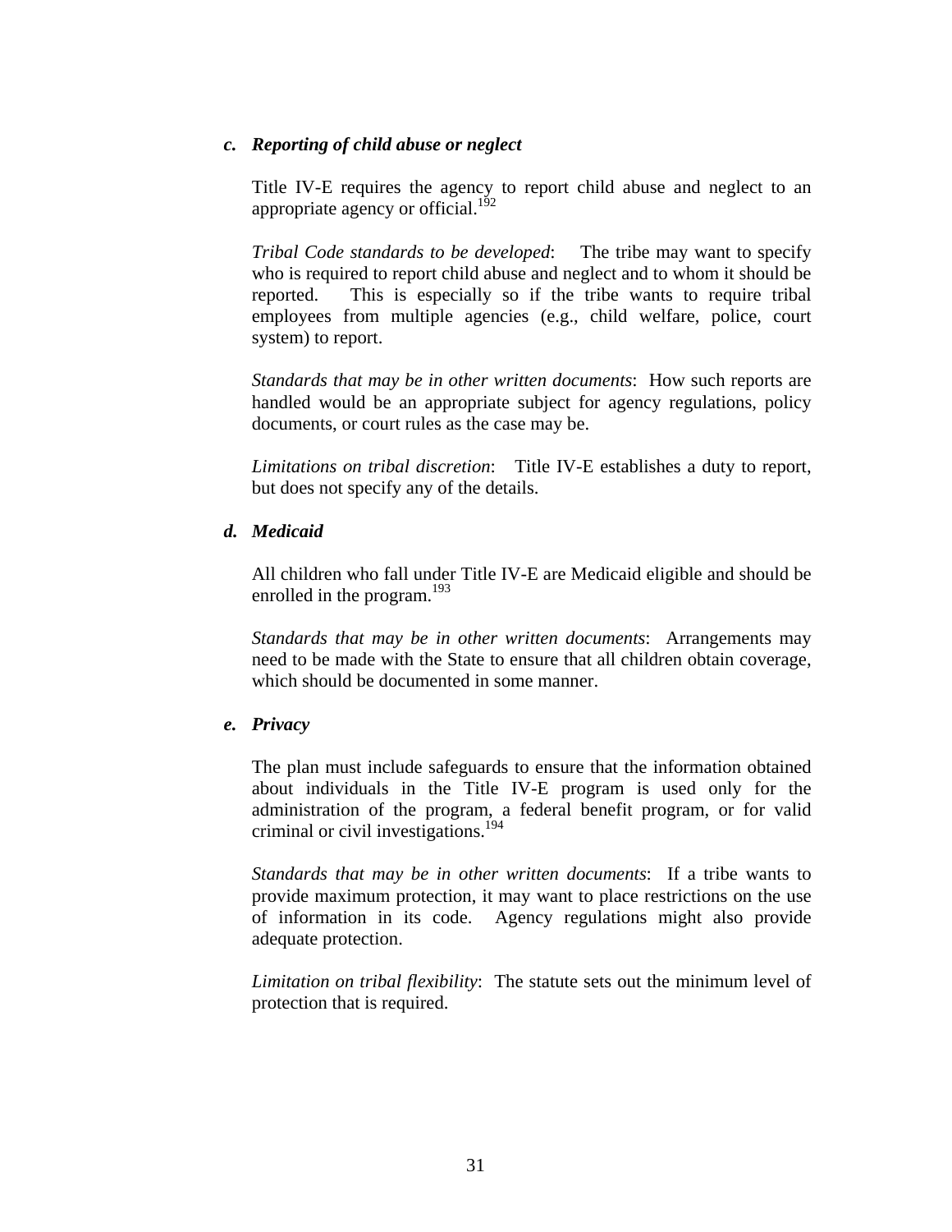### *c. Reporting of child abuse or neglect*

Title IV-E requires the agency to report child abuse and neglect to an appropriate agency or official.[192]

*Tribal Code standards to be developed*: The tribe may want to specify who is required to report child abuse and neglect and to whom it should be reported. This is especially so if the tribe wants to require tribal employees from multiple agencies (e.g., child welfare, police, court system) to report.

*Standards that may be in other written documents*: How such reports are handled would be an appropriate subject for agency regulations, policy documents, or court rules as the case may be.

*Limitations on tribal discretion*: Title IV-E establishes a duty to report, but does not specify any of the details.

### *d. Medicaid*

All children who fall under Title IV-E are Medicaid eligible and should be enrolled in the program.[193]

*Standards that may be in other written documents*: Arrangements may need to be made with the State to ensure that all children obtain coverage, which should be documented in some manner.

### *e. Privacy*

The plan must include safeguards to ensure that the information obtained about individuals in the Title IV-E program is used only for the administration of the program, a federal benefit program, or for valid criminal or civil investigations.[194]

*Standards that may be in other written documents*: If a tribe wants to provide maximum protection, it may want to place restrictions on the use of information in its code. Agency regulations might also provide adequate protection.

*Limitation on tribal flexibility*: The statute sets out the minimum level of protection that is required.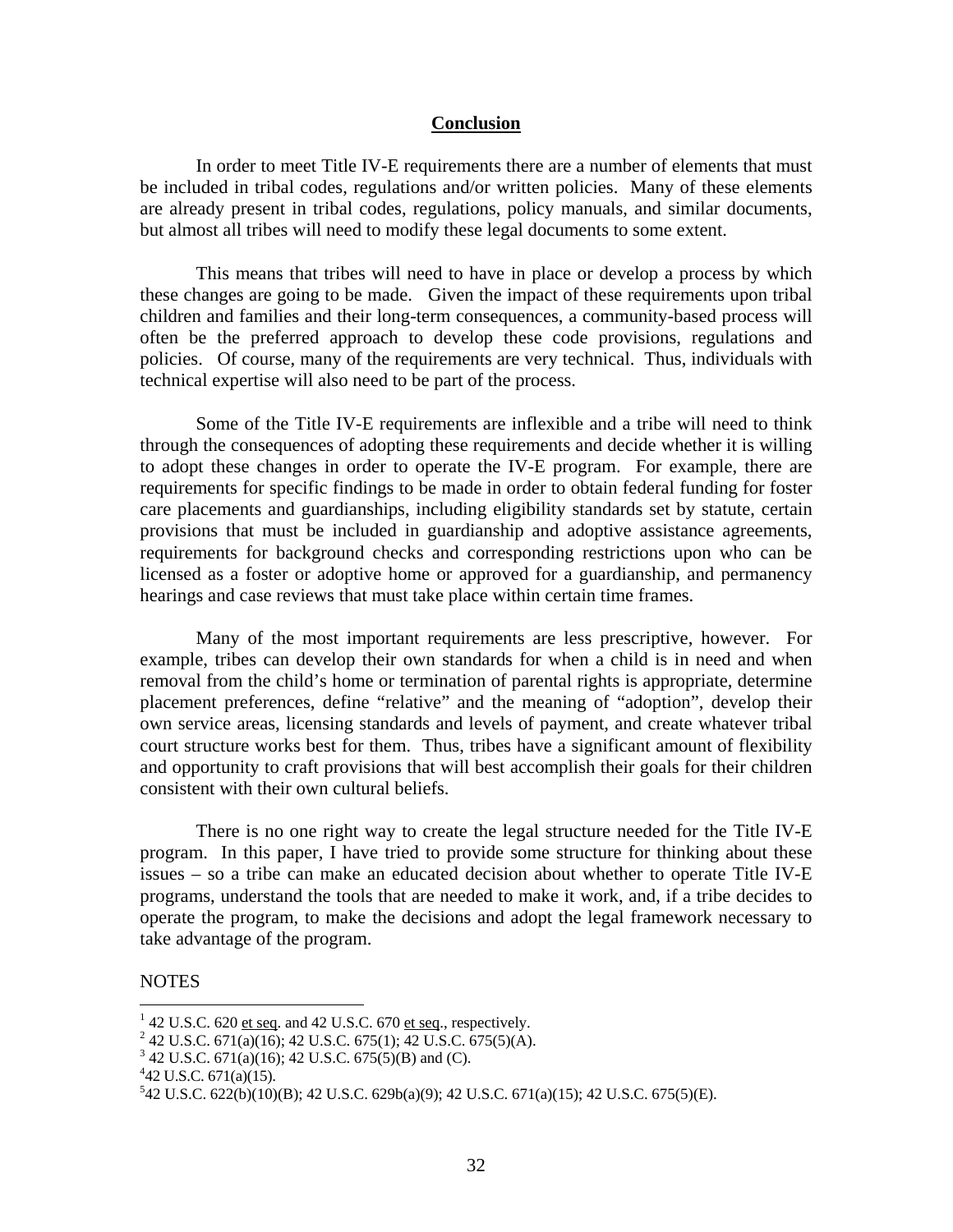## Conclusion

In order to meet Title IV-E requirements there are a number of elements that must be included in tribal codes, regulations and/or written policies. Many of these elements are already present in tribal codes, regulations, policy manuals, and similar documents, but almost all tribes will need to modify these legal documents to some extent.

This means that tribes will need to have in place or develop a process by which these changes are going to be made. Given the impact of these requirements upon tribal children and families and their long-term consequences, a community-based process will often be the preferred approach to develop these code provisions, regulations and policies. Of course, many of the requirements are very technical. Thus, individuals with technical expertise will also need to be part of the process.

Some of the Title IV-E requirements are inflexible and a tribe will need to think through the consequences of adopting these requirements and decide whether it is willing to adopt these changes in order to operate the IV-E program. For example, there are requirements for specific findings to be made in order to obtain federal funding for foster care placements and guardianships, including eligibility standards set by statute, certain provisions that must be included in guardianship and adoptive assistance agreements, requirements for background checks and corresponding restrictions upon who can be licensed as a foster or adoptive home or approved for a guardianship, and permanency hearings and case reviews that must take place within certain time frames.

Many of the most important requirements are less prescriptive, however. For example, tribes can develop their own standards for when a child is in need and when removal from the child's home or termination of parental rights is appropriate, determine placement preferences, define "relative" and the meaning of "adoption", develop their own service areas, licensing standards and levels of payment, and create whatever tribal court structure works best for them. Thus, tribes have a significant amount of flexibility and opportunity to craft provisions that will best accomplish their goals for their children consistent with their own cultural beliefs.

There is no one right way to create the legal structure needed for the Title IV-E program. In this paper, I have tried to provide some structure for thinking about these issues – so a tribe can make an educated decision about whether to operate Title IV-E programs, understand the tools that are needed to make it work, and, if a tribe decides to operate the program, to make the decisions and adopt the legal framework necessary to take advantage of the program.

NOTES

[1] 42 U.S.C. 620 et seq. and 42 U.S.C. 670 et seq., respectively.

[2] 42 U.S.C. 671(a)(16); 42 U.S.C. 675(1); 42 U.S.C. 675(5)(A).

[3] 42 U.S.C. 671(a)(16); 42 U.S.C. 675(5)(B) and (C).

[4] 42 U.S.C. 671(a)(15).

[5] 42 U.S.C. 622(b)(10)(B); 42 U.S.C. 629b(a)(9); 42 U.S.C. 671(a)(15); 42 U.S.C. 675(5)(E).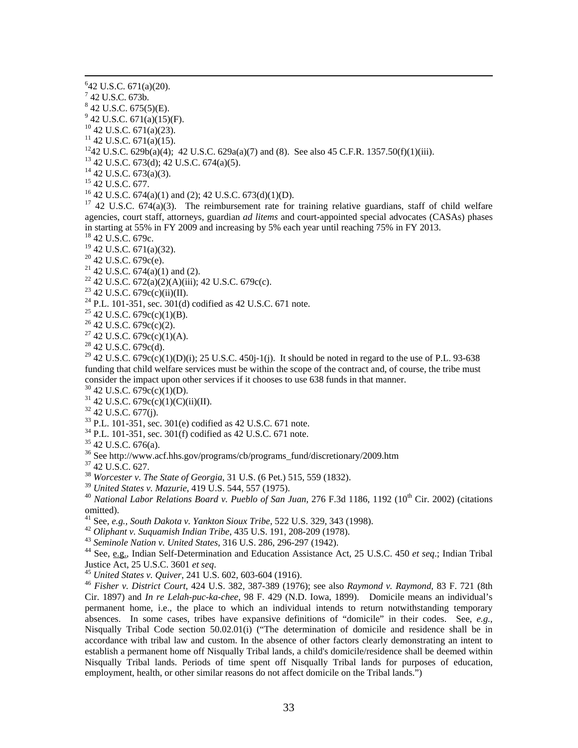[6] 42 U.S.C. 671(a)(20).

[7] 42 U.S.C. 673b.

[8] 42 U.S.C. 675(5)(E).

[9] 42 U.S.C. 671(a)(15)(F).

[10] 42 U.S.C. 671(a)(23).

[11] 42 U.S.C. 671(a)(15).

[12] 42 U.S.C. 629b(a)(4); 42 U.S.C. 629a(a)(7) and (8). See also 45 C.F.R. 1357.50(f)(1)(iii).

[13] 42 U.S.C. 673(d); 42 U.S.C. 674(a)(5).

[14] 42 U.S.C. 673(a)(3).

[15] 42 U.S.C. 677.

[16] 42 U.S.C. 674(a)(1) and (2); 42 U.S.C. 673(d)(1)(D).

[17] 42 U.S.C. 674(a)(3). The reimbursement rate for training relative guardians, staff of child welfare agencies, court staff, attorneys, guardian *ad litems* and court-appointed special advocates (CASAs) phases in starting at 55% in FY 2009 and increasing by 5% each year until reaching 75% in FY 2013.

[18] 42 U.S.C. 679c.

[19] 42 U.S.C. 671(a)(32).

[20] 42 U.S.C. 679c(e).

[21] 42 U.S.C. 674(a)(1) and (2).

[22] 42 U.S.C. 672(a)(2)(A)(iii); 42 U.S.C. 679c(c).

[23] 42 U.S.C. 679c(c)(ii)(II).

[24] P.L. 101-351, sec. 301(d) codified as 42 U.S.C. 671 note.

[25] 42 U.S.C. 679c(c)(1)(B).

[26] 42 U.S.C. 679c(c)(2).

[27] 42 U.S.C. 679c(c)(1)(A).

[28] 42 U.S.C. 679c(d).

[29] 42 U.S.C. 679c(c)(1)(D)(i); 25 U.S.C. 450j-1(j). It should be noted in regard to the use of P.L. 93-638 funding that child welfare services must be within the scope of the contract and, of course, the tribe must consider the impact upon other services if it chooses to use 638 funds in that manner.

[30] 42 U.S.C. 679c(c)(1)(D).

[31] 42 U.S.C. 679c(c)(1)(C)(ii)(II).

[32] 42 U.S.C. 677(j).

[33] P.L. 101-351, sec. 301(e) codified as 42 U.S.C. 671 note.

[34] P.L. 101-351, sec. 301(f) codified as 42 U.S.C. 671 note.

[35] 42 U.S.C. 676(a).

[36] See http://www.acf.hhs.gov/programs/cb/programs_fund/discretionary/2009.htm

[37] 42 U.S.C. 627.

[38] *Worcester v. The State of Georgia*, 31 U.S. (6 Pet.) 515, 559 (1832).

[39] *United States v. Mazurie*, 419 U.S. 544, 557 (1975).

[40] *National Labor Relations Board v. Pueblo of San Juan*, 276 F.3d 1186, 1192 (10th Cir. 2002) (citations omitted).

[41] See, *e.g.*, *South Dakota v. Yankton Sioux Tribe*, 522 U.S. 329, 343 (1998).

[42] *Oliphant v. Suquamish Indian Tribe*, 435 U.S. 191, 208-209 (1978).

[43] *Seminole Nation v. United States*, 316 U.S. 286, 296-297 (1942).

[44] See, e.g., Indian Self-Determination and Education Assistance Act, 25 U.S.C. 450 *et seq*.; Indian Tribal Justice Act, 25 U.S.C. 3601 *et seq*.

[45] *United States v. Quiver*, 241 U.S. 602, 603-604 (1916).

[46] *Fisher v. District Court*, 424 U.S. 382, 387-389 (1976); see also *Raymond v. Raymond*, 83 F. 721 (8th Cir. 1897) and *In re Lelah-puc-ka-chee*, 98 F. 429 (N.D. Iowa, 1899). Domicile means an individual's permanent home, i.e., the place to which an individual intends to return notwithstanding temporary absences. In some cases, tribes have expansive definitions of "domicile" in their codes. See, *e.g.*, Nisqually Tribal Code section 50.02.01(i) ("The determination of domicile and residence shall be in accordance with tribal law and custom. In the absence of other factors clearly demonstrating an intent to establish a permanent home off Nisqually Tribal lands, a child's domicile/residence shall be deemed within Nisqually Tribal lands. Periods of time spent off Nisqually Tribal lands for purposes of education, employment, health, or other similar reasons do not affect domicile on the Tribal lands.")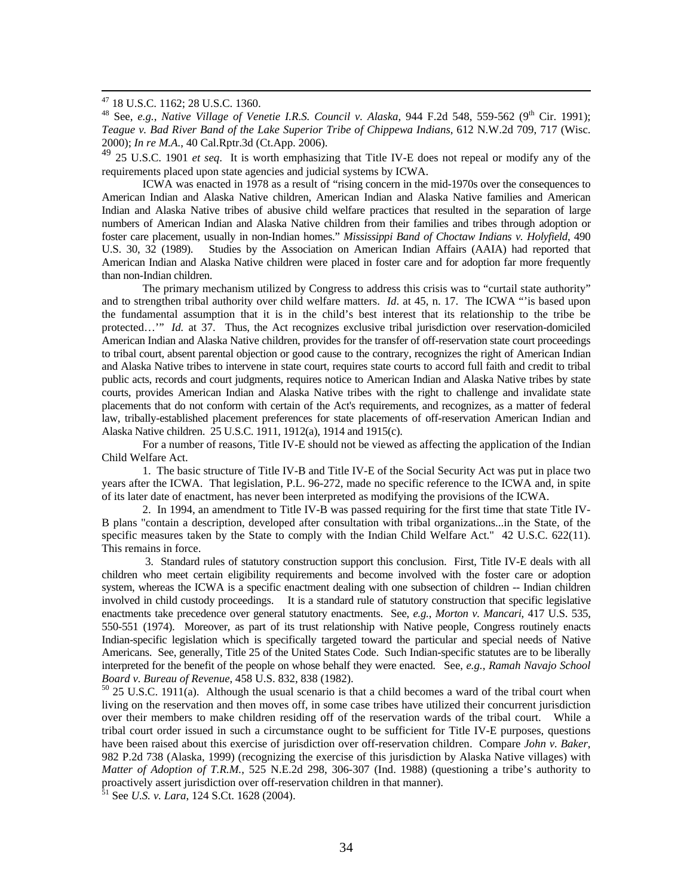[47] 18 U.S.C. 1162; 28 U.S.C. 1360.

[48] See, *e.g.*, *Native Village of Venetie I.R.S. Council v. Alaska*, 944 F.2d 548, 559-562 (9th Cir. 1991); *Teague v. Bad River Band of the Lake Superior Tribe of Chippewa Indians*, 612 N.W.2d 709, 717 (Wisc. 2000); *In re M.A.*, 40 Cal.Rptr.3d (Ct.App. 2006).

[49] 25 U.S.C. 1901 *et seq*. It is worth emphasizing that Title IV-E does not repeal or modify any of the requirements placed upon state agencies and judicial systems by ICWA.

ICWA was enacted in 1978 as a result of "rising concern in the mid-1970s over the consequences to American Indian and Alaska Native children, American Indian and Alaska Native families and American Indian and Alaska Native tribes of abusive child welfare practices that resulted in the separation of large numbers of American Indian and Alaska Native children from their families and tribes through adoption or foster care placement, usually in non-Indian homes." *Mississippi Band of Choctaw Indians v. Holyfield*, 490 U.S. 30, 32 (1989). Studies by the Association on American Indian Affairs (AAIA) had reported that American Indian and Alaska Native children were placed in foster care and for adoption far more frequently than non-Indian children.

The primary mechanism utilized by Congress to address this crisis was to "curtail state authority" and to strengthen tribal authority over child welfare matters. *Id*. at 45, n. 17. The ICWA "'is based upon the fundamental assumption that it is in the child's best interest that its relationship to the tribe be protected…'" *Id.* at 37. Thus, the Act recognizes exclusive tribal jurisdiction over reservation-domiciled American Indian and Alaska Native children, provides for the transfer of off-reservation state court proceedings to tribal court, absent parental objection or good cause to the contrary, recognizes the right of American Indian and Alaska Native tribes to intervene in state court, requires state courts to accord full faith and credit to tribal public acts, records and court judgments, requires notice to American Indian and Alaska Native tribes by state courts, provides American Indian and Alaska Native tribes with the right to challenge and invalidate state placements that do not conform with certain of the Act's requirements, and recognizes, as a matter of federal law, tribally-established placement preferences for state placements of off-reservation American Indian and Alaska Native children. 25 U.S.C. 1911, 1912(a), 1914 and 1915(c).

For a number of reasons, Title IV-E should not be viewed as affecting the application of the Indian Child Welfare Act.

1. The basic structure of Title IV-B and Title IV-E of the Social Security Act was put in place two years after the ICWA. That legislation, P.L. 96-272, made no specific reference to the ICWA and, in spite of its later date of enactment, has never been interpreted as modifying the provisions of the ICWA.

2. In 1994, an amendment to Title IV-B was passed requiring for the first time that state Title IV-B plans "contain a description, developed after consultation with tribal organizations...in the State, of the specific measures taken by the State to comply with the Indian Child Welfare Act." 42 U.S.C. 622(11). This remains in force.

3. Standard rules of statutory construction support this conclusion. First, Title IV-E deals with all children who meet certain eligibility requirements and become involved with the foster care or adoption system, whereas the ICWA is a specific enactment dealing with one subsection of children -- Indian children involved in child custody proceedings. It is a standard rule of statutory construction that specific legislative enactments take precedence over general statutory enactments. See, *e.g.*, *Morton v. Mancari*, 417 U.S. 535, 550-551 (1974). Moreover, as part of its trust relationship with Native people, Congress routinely enacts Indian-specific legislation which is specifically targeted toward the particular and special needs of Native Americans. See, generally, Title 25 of the United States Code. Such Indian-specific statutes are to be liberally interpreted for the benefit of the people on whose behalf they were enacted. See, *e.g.*, *Ramah Navajo School Board v. Bureau of Revenue*, 458 U.S. 832, 838 (1982).

[50] 25 U.S.C. 1911(a). Although the usual scenario is that a child becomes a ward of the tribal court when living on the reservation and then moves off, in some case tribes have utilized their concurrent jurisdiction over their members to make children residing off of the reservation wards of the tribal court. While a tribal court order issued in such a circumstance ought to be sufficient for Title IV-E purposes, questions have been raised about this exercise of jurisdiction over off-reservation children. Compare *John v. Baker*, 982 P.2d 738 (Alaska, 1999) (recognizing the exercise of this jurisdiction by Alaska Native villages) with *Matter of Adoption of T.R.M.*, 525 N.E.2d 298, 306-307 (Ind. 1988) (questioning a tribe's authority to proactively assert jurisdiction over off-reservation children in that manner).

[51] See *U.S. v. Lara*, 124 S.Ct. 1628 (2004).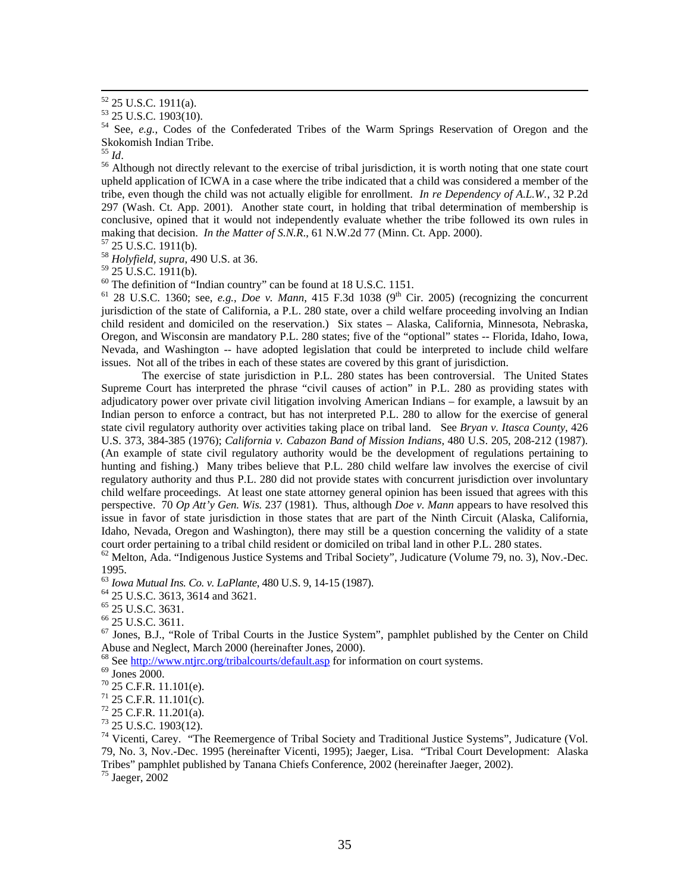[52] 25 U.S.C. 1911(a).

[53] 25 U.S.C. 1903(10).

[54] See, *e.g.*, Codes of the Confederated Tribes of the Warm Springs Reservation of Oregon and the Skokomish Indian Tribe.

[55] *Id*.

[56] Although not directly relevant to the exercise of tribal jurisdiction, it is worth noting that one state court upheld application of ICWA in a case where the tribe indicated that a child was considered a member of the tribe, even though the child was not actually eligible for enrollment. *In re Dependency of A.L.W.*, 32 P.2d 297 (Wash. Ct. App. 2001). Another state court, in holding that tribal determination of membership is conclusive, opined that it would not independently evaluate whether the tribe followed its own rules in making that decision. *In the Matter of S.N.R*., 61 N.W.2d 77 (Minn. Ct. App. 2000).

[57] 25 U.S.C. 1911(b).

[58] *Holyfield, supra*, 490 U.S. at 36.

[59] 25 U.S.C. 1911(b).

[60] The definition of "Indian country" can be found at 18 U.S.C. 1151.

[61] 28 U.S.C. 1360; see, *e.g.*, *Doe v. Mann*, 415 F.3d 1038 (9th Cir. 2005) (recognizing the concurrent jurisdiction of the state of California, a P.L. 280 state, over a child welfare proceeding involving an Indian child resident and domiciled on the reservation.) Six states – Alaska, California, Minnesota, Nebraska, Oregon, and Wisconsin are mandatory P.L. 280 states; five of the "optional" states -- Florida, Idaho, Iowa, Nevada, and Washington -- have adopted legislation that could be interpreted to include child welfare issues. Not all of the tribes in each of these states are covered by this grant of jurisdiction.

The exercise of state jurisdiction in P.L. 280 states has been controversial. The United States Supreme Court has interpreted the phrase "civil causes of action" in P.L. 280 as providing states with adjudicatory power over private civil litigation involving American Indians – for example, a lawsuit by an Indian person to enforce a contract, but has not interpreted P.L. 280 to allow for the exercise of general state civil regulatory authority over activities taking place on tribal land. See *Bryan v. Itasca County*, 426 U.S. 373, 384-385 (1976); *California v. Cabazon Band of Mission Indians*, 480 U.S. 205, 208-212 (1987). (An example of state civil regulatory authority would be the development of regulations pertaining to hunting and fishing.) Many tribes believe that P.L. 280 child welfare law involves the exercise of civil regulatory authority and thus P.L. 280 did not provide states with concurrent jurisdiction over involuntary child welfare proceedings. At least one state attorney general opinion has been issued that agrees with this perspective. 70 *Op Att'y Gen. Wis.* 237 (1981). Thus, although *Doe v. Mann* appears to have resolved this issue in favor of state jurisdiction in those states that are part of the Ninth Circuit (Alaska, California, Idaho, Nevada, Oregon and Washington), there may still be a question concerning the validity of a state court order pertaining to a tribal child resident or domiciled on tribal land in other P.L. 280 states.

[62] Melton, Ada. "Indigenous Justice Systems and Tribal Society", Judicature (Volume 79, no. 3), Nov.-Dec. 1995.

[63] *Iowa Mutual Ins. Co. v. LaPlante*, 480 U.S. 9, 14-15 (1987).

[64] 25 U.S.C. 3613, 3614 and 3621.

[65] 25 U.S.C. 3631.

[66] 25 U.S.C. 3611.

[67] Jones, B.J., "Role of Tribal Courts in the Justice System", pamphlet published by the Center on Child Abuse and Neglect, March 2000 (hereinafter Jones, 2000).

[68] See http://www.ntjrc.org/tribalcourts/default.asp for information on court systems.

[69] Jones 2000.

[70] 25 C.F.R. 11.101(e).

[71] 25 C.F.R. 11.101(c).

[72] 25 C.F.R. 11.201(a).

[73] 25 U.S.C. 1903(12).

[74] Vicenti, Carey. "The Reemergence of Tribal Society and Traditional Justice Systems", Judicature (Vol. 79, No. 3, Nov.-Dec. 1995 (hereinafter Vicenti, 1995); Jaeger, Lisa. "Tribal Court Development: Alaska Tribes" pamphlet published by Tanana Chiefs Conference, 2002 (hereinafter Jaeger, 2002).

[75] Jaeger, 2002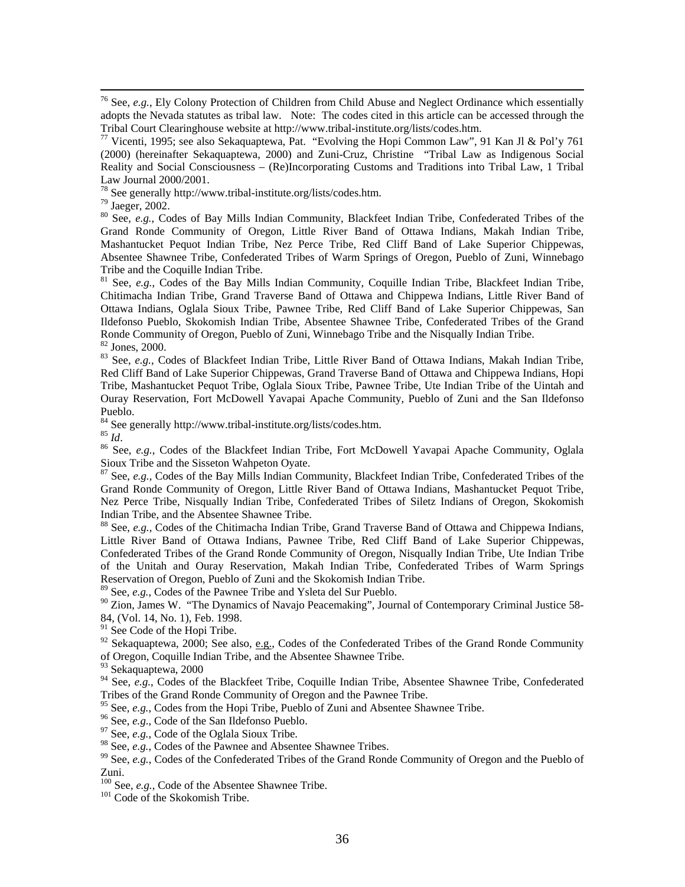[76] See, *e.g.*, Ely Colony Protection of Children from Child Abuse and Neglect Ordinance which essentially adopts the Nevada statutes as tribal law. Note: The codes cited in this article can be accessed through the Tribal Court Clearinghouse website at http://www.tribal-institute.org/lists/codes.htm.

[77] Vicenti, 1995; see also Sekaquaptewa, Pat. "Evolving the Hopi Common Law", 91 Kan Jl & Pol'y 761 (2000) (hereinafter Sekaquaptewa, 2000) and Zuni-Cruz, Christine "Tribal Law as Indigenous Social Reality and Social Consciousness – (Re)Incorporating Customs and Traditions into Tribal Law, 1 Tribal Law Journal 2000/2001.

[78] See generally http://www.tribal-institute.org/lists/codes.htm.

[79] Jaeger, 2002.

[80] See, *e.g.*, Codes of Bay Mills Indian Community, Blackfeet Indian Tribe, Confederated Tribes of the Grand Ronde Community of Oregon, Little River Band of Ottawa Indians, Makah Indian Tribe, Mashantucket Pequot Indian Tribe, Nez Perce Tribe, Red Cliff Band of Lake Superior Chippewas, Absentee Shawnee Tribe, Confederated Tribes of Warm Springs of Oregon, Pueblo of Zuni, Winnebago Tribe and the Coquille Indian Tribe.

[81] See, *e.g.*, Codes of the Bay Mills Indian Community, Coquille Indian Tribe, Blackfeet Indian Tribe, Chitimacha Indian Tribe, Grand Traverse Band of Ottawa and Chippewa Indians, Little River Band of Ottawa Indians, Oglala Sioux Tribe, Pawnee Tribe, Red Cliff Band of Lake Superior Chippewas, San Ildefonso Pueblo, Skokomish Indian Tribe, Absentee Shawnee Tribe, Confederated Tribes of the Grand Ronde Community of Oregon, Pueblo of Zuni, Winnebago Tribe and the Nisqually Indian Tribe.

[82] Jones, 2000.

[83] See, *e.g.*, Codes of Blackfeet Indian Tribe, Little River Band of Ottawa Indians, Makah Indian Tribe, Red Cliff Band of Lake Superior Chippewas, Grand Traverse Band of Ottawa and Chippewa Indians, Hopi Tribe, Mashantucket Pequot Tribe, Oglala Sioux Tribe, Pawnee Tribe, Ute Indian Tribe of the Uintah and Ouray Reservation, Fort McDowell Yavapai Apache Community, Pueblo of Zuni and the San Ildefonso Pueblo.

[84] See generally http://www.tribal-institute.org/lists/codes.htm.

[85] *Id*.

[86] See, *e.g.*, Codes of the Blackfeet Indian Tribe, Fort McDowell Yavapai Apache Community, Oglala Sioux Tribe and the Sisseton Wahpeton Oyate.

[87] See, *e.g.*, Codes of the Bay Mills Indian Community, Blackfeet Indian Tribe, Confederated Tribes of the Grand Ronde Community of Oregon, Little River Band of Ottawa Indians, Mashantucket Pequot Tribe, Nez Perce Tribe, Nisqually Indian Tribe, Confederated Tribes of Siletz Indians of Oregon, Skokomish Indian Tribe, and the Absentee Shawnee Tribe.

[88] See, *e.g.*, Codes of the Chitimacha Indian Tribe, Grand Traverse Band of Ottawa and Chippewa Indians, Little River Band of Ottawa Indians, Pawnee Tribe, Red Cliff Band of Lake Superior Chippewas, Confederated Tribes of the Grand Ronde Community of Oregon, Nisqually Indian Tribe, Ute Indian Tribe of the Unitah and Ouray Reservation, Makah Indian Tribe, Confederated Tribes of Warm Springs Reservation of Oregon, Pueblo of Zuni and the Skokomish Indian Tribe.

[89] See, *e.g.*, Codes of the Pawnee Tribe and Ysleta del Sur Pueblo.

[90] Zion, James W. "The Dynamics of Navajo Peacemaking", Journal of Contemporary Criminal Justice 58-84, (Vol. 14, No. 1), Feb. 1998.

[91] See Code of the Hopi Tribe.

[92] Sekaquaptewa, 2000; See also, e.g., Codes of the Confederated Tribes of the Grand Ronde Community of Oregon, Coquille Indian Tribe, and the Absentee Shawnee Tribe.

[93] Sekaquaptewa, 2000

[94] See, *e.g.*, Codes of the Blackfeet Tribe, Coquille Indian Tribe, Absentee Shawnee Tribe, Confederated Tribes of the Grand Ronde Community of Oregon and the Pawnee Tribe.

[95] See, *e.g.*, Codes from the Hopi Tribe, Pueblo of Zuni and Absentee Shawnee Tribe.

[96] See, *e.g.*, Code of the San Ildefonso Pueblo.

[97] See, *e.g.*, Code of the Oglala Sioux Tribe.

[98] See, *e.g.*, Codes of the Pawnee and Absentee Shawnee Tribes.

[99] See, *e.g.*, Codes of the Confederated Tribes of the Grand Ronde Community of Oregon and the Pueblo of Zuni.

[100] See, *e.g.*, Code of the Absentee Shawnee Tribe.

[101] Code of the Skokomish Tribe.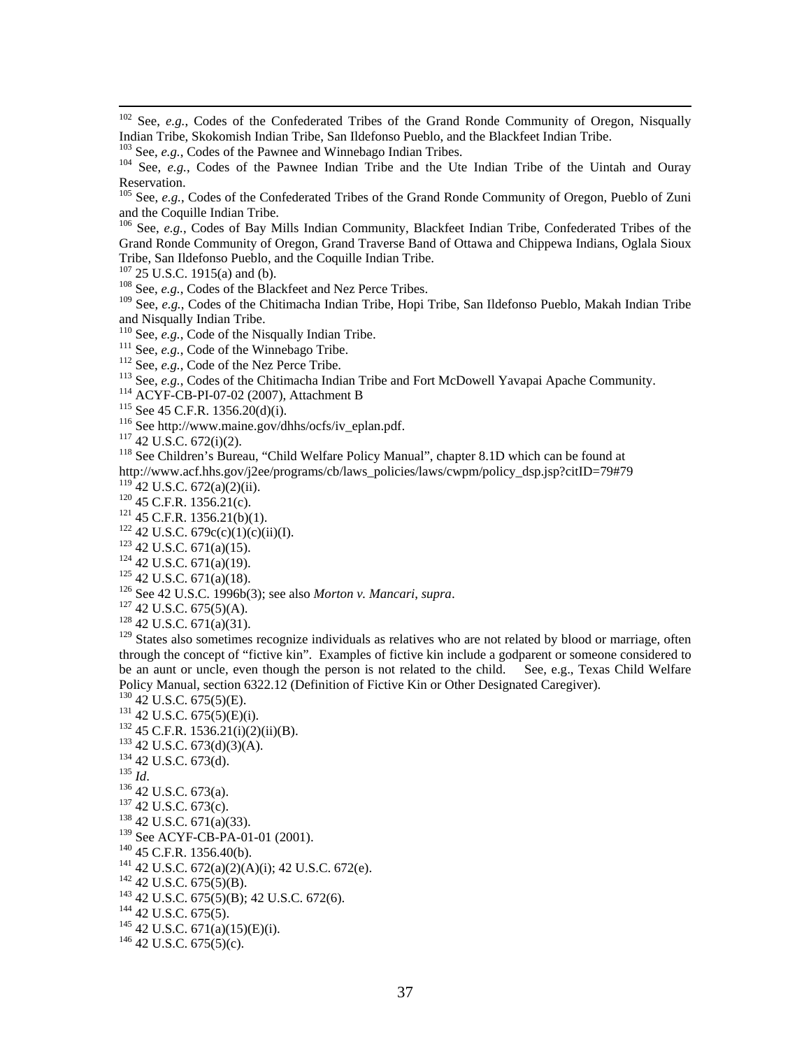[102] See, *e.g.*, Codes of the Confederated Tribes of the Grand Ronde Community of Oregon, Nisqually Indian Tribe, Skokomish Indian Tribe, San Ildefonso Pueblo, and the Blackfeet Indian Tribe.

[103] See, *e.g.*, Codes of the Pawnee and Winnebago Indian Tribes.

[104] See, *e.g.*, Codes of the Pawnee Indian Tribe and the Ute Indian Tribe of the Uintah and Ouray Reservation.

[105] See, *e.g.*, Codes of the Confederated Tribes of the Grand Ronde Community of Oregon, Pueblo of Zuni and the Coquille Indian Tribe.

[106] See, *e.g.*, Codes of Bay Mills Indian Community, Blackfeet Indian Tribe, Confederated Tribes of the Grand Ronde Community of Oregon, Grand Traverse Band of Ottawa and Chippewa Indians, Oglala Sioux Tribe, San Ildefonso Pueblo, and the Coquille Indian Tribe.

[107] 25 U.S.C. 1915(a) and (b).

[108] See, *e.g.*, Codes of the Blackfeet and Nez Perce Tribes.

[109] See, *e.g.*, Codes of the Chitimacha Indian Tribe, Hopi Tribe, San Ildefonso Pueblo, Makah Indian Tribe and Nisqually Indian Tribe.

[110] See, *e.g.*, Code of the Nisqually Indian Tribe.

[111] See, *e.g.*, Code of the Winnebago Tribe.

[112] See, *e.g.*, Code of the Nez Perce Tribe.

[113] See, *e.g.*, Codes of the Chitimacha Indian Tribe and Fort McDowell Yavapai Apache Community.

[114] ACYF-CB-PI-07-02 (2007), Attachment B

[115] See 45 C.F.R. 1356.20(d)(i).

[116] See http://www.maine.gov/dhhs/ocfs/iv_eplan.pdf.

[117] 42 U.S.C. 672(i)(2).

[118] See Children's Bureau, "Child Welfare Policy Manual", chapter 8.1D which can be found at http://www.acf.hhs.gov/j2ee/programs/cb/laws_policies/laws/cwpm/policy_dsp.jsp?citID=79#79

[119] 42 U.S.C. 672(a)(2)(ii).

[120] 45 C.F.R. 1356.21(c).

[121] 45 C.F.R. 1356.21(b)(1).

[122] 42 U.S.C. 679c(c)(1)(c)(ii)(I).

[123] 42 U.S.C. 671(a)(15).

[124] 42 U.S.C. 671(a)(19).

[125] 42 U.S.C. 671(a)(18).

[126] See 42 U.S.C. 1996b(3); see also *Morton v. Mancari*, *supra*.

[127] 42 U.S.C. 675(5)(A).

[128] 42 U.S.C. 671(a)(31).

[129] States also sometimes recognize individuals as relatives who are not related by blood or marriage, often through the concept of "fictive kin". Examples of fictive kin include a godparent or someone considered to be an aunt or uncle, even though the person is not related to the child. See, e.g., Texas Child Welfare Policy Manual, section 6322.12 (Definition of Fictive Kin or Other Designated Caregiver).

[130] 42 U.S.C. 675(5)(E).

[131] 42 U.S.C. 675(5)(E)(i).

[132] 45 C.F.R. 1536.21(i)(2)(ii)(B).

[133] 42 U.S.C. 673(d)(3)(A).

[134] 42 U.S.C. 673(d).

[135] *Id*.

[136] 42 U.S.C. 673(a).

[137] 42 U.S.C. 673(c).

[138] 42 U.S.C. 671(a)(33).

[139] See ACYF-CB-PA-01-01 (2001).

[140] 45 C.F.R. 1356.40(b).

[141] 42 U.S.C. 672(a)(2)(A)(i); 42 U.S.C. 672(e).

[142] 42 U.S.C. 675(5)(B).

[143] 42 U.S.C. 675(5)(B); 42 U.S.C. 672(6).

[144] 42 U.S.C. 675(5).

[145] 42 U.S.C. 671(a)(15)(E)(i).

[146] 42 U.S.C. 675(5)(c).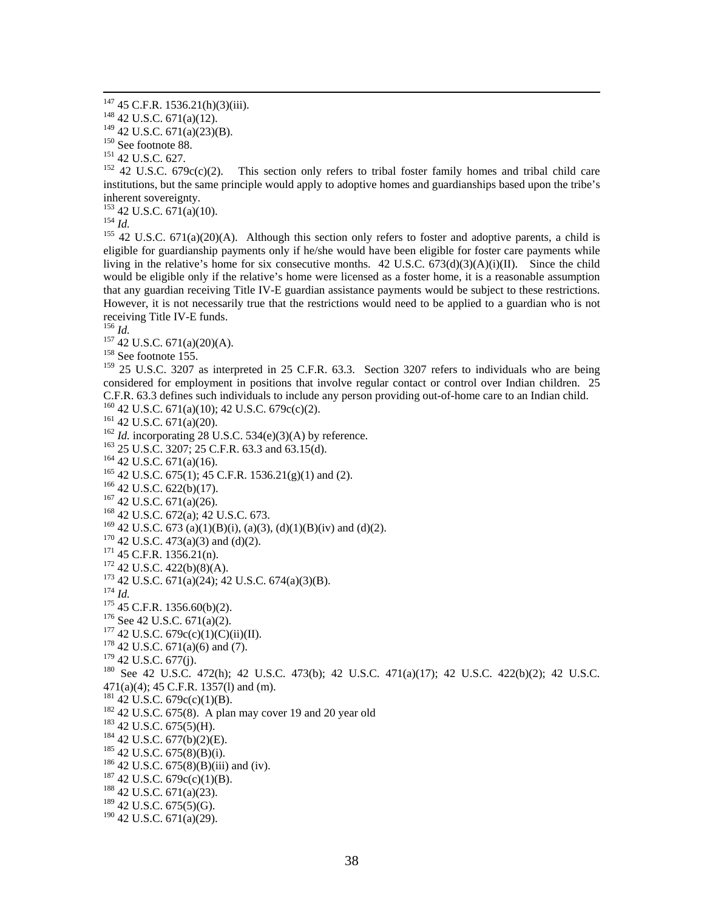[147] 45 C.F.R. 1536.21(h)(3)(iii).
[148] 42 U.S.C. 671(a)(12).
[149] 42 U.S.C. 671(a)(23)(B).
[150] See footnote 88.
[151] 42 U.S.C. 627.
[152] 42 U.S.C. 679c(c)(2). This section only refers to tribal foster family homes and tribal child care institutions, but the same principle would apply to adoptive homes and guardianships based upon the tribe's inherent sovereignty.
[153] 42 U.S.C. 671(a)(10).
[154] *Id.*
[155] 42 U.S.C. 671(a)(20)(A). Although this section only refers to foster and adoptive parents, a child is eligible for guardianship payments only if he/she would have been eligible for foster care payments while living in the relative's home for six consecutive months. 42 U.S.C. 673(d)(3)(A)(i)(II). Since the child would be eligible only if the relative's home were licensed as a foster home, it is a reasonable assumption that any guardian receiving Title IV-E guardian assistance payments would be subject to these restrictions. However, it is not necessarily true that the restrictions would need to be applied to a guardian who is not receiving Title IV-E funds.
[156] *Id.*
[157] 42 U.S.C. 671(a)(20)(A).
[158] See footnote 155.
[159] 25 U.S.C. 3207 as interpreted in 25 C.F.R. 63.3. Section 3207 refers to individuals who are being considered for employment in positions that involve regular contact or control over Indian children. 25 C.F.R. 63.3 defines such individuals to include any person providing out-of-home care to an Indian child.
[160] 42 U.S.C. 671(a)(10); 42 U.S.C. 679c(c)(2).
[161] 42 U.S.C. 671(a)(20).
[162] *Id.* incorporating 28 U.S.C. 534(e)(3)(A) by reference.
[163] 25 U.S.C. 3207; 25 C.F.R. 63.3 and 63.15(d).
[164] 42 U.S.C. 671(a)(16).
[165] 42 U.S.C. 675(1); 45 C.F.R. 1536.21(g)(1) and (2).
[166] 42 U.S.C. 622(b)(17).
[167] 42 U.S.C. 671(a)(26).
[168] 42 U.S.C. 672(a); 42 U.S.C. 673.
[169] 42 U.S.C. 673 (a)(1)(B)(i), (a)(3), (d)(1)(B)(iv) and (d)(2).
[170] 42 U.S.C. 473(a)(3) and (d)(2).
[171] 45 C.F.R. 1356.21(n).
[172] 42 U.S.C. 422(b)(8)(A).
[173] 42 U.S.C. 671(a)(24); 42 U.S.C. 674(a)(3)(B).
[174] *Id.*
[175] 45 C.F.R. 1356.60(b)(2).
[176] See 42 U.S.C. 671(a)(2).
[177] 42 U.S.C. 679c(c)(1)(C)(ii)(II).
[178] 42 U.S.C. 671(a)(6) and (7).
[179] 42 U.S.C. 677(j).
[180] See 42 U.S.C. 472(h); 42 U.S.C. 473(b); 42 U.S.C. 471(a)(17); 42 U.S.C. 422(b)(2); 42 U.S.C. 471(a)(4); 45 C.F.R. 1357(l) and (m).
[181] 42 U.S.C. 679c(c)(1)(B).
[182] 42 U.S.C. 675(8). A plan may cover 19 and 20 year old
[183] 42 U.S.C. 675(5)(H).
[184] 42 U.S.C. 677(b)(2)(E).
[185] 42 U.S.C. 675(8)(B)(i).
[186] 42 U.S.C. 675(8)(B)(iii) and (iv).
[187] 42 U.S.C. 679c(c)(1)(B).
[188] 42 U.S.C. 671(a)(23).
[189] 42 U.S.C. 675(5)(G).
[190] 42 U.S.C. 671(a)(29).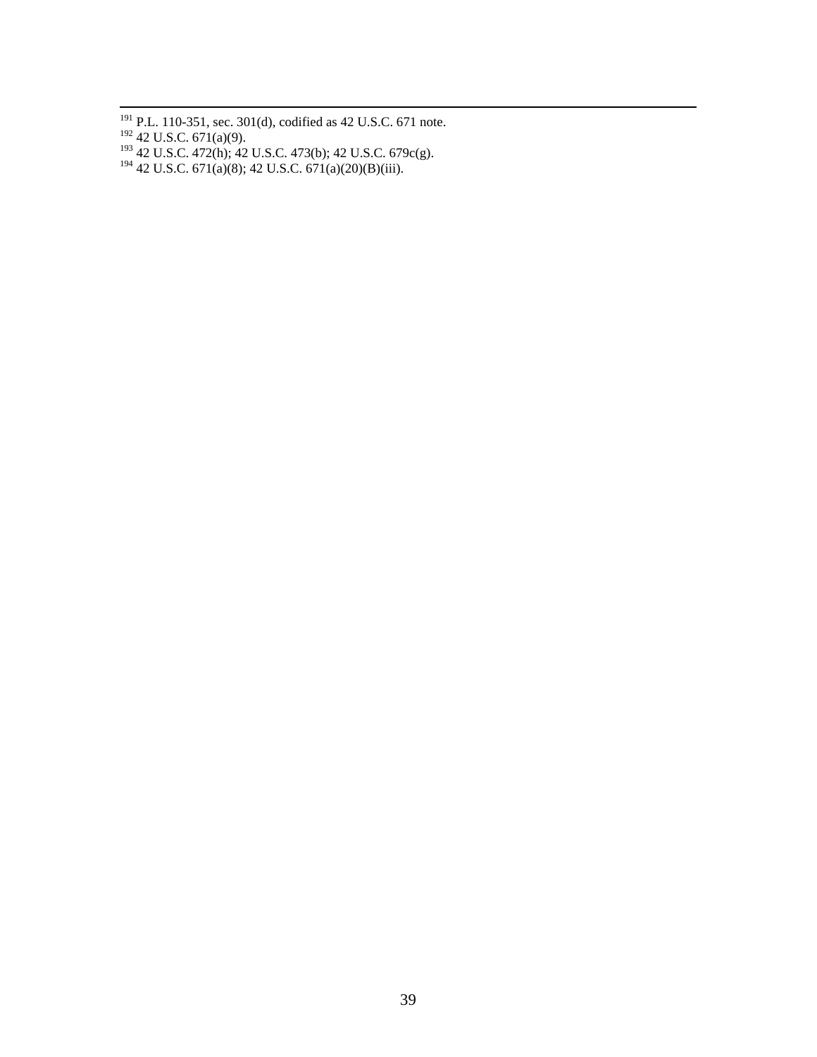[191] P.L. 110-351, sec. 301(d), codified as 42 U.S.C. 671 note.
[192] 42 U.S.C. 671(a)(9).
[193] 42 U.S.C. 472(h); 42 U.S.C. 473(b); 42 U.S.C. 679c(g).
[194] 42 U.S.C. 671(a)(8); 42 U.S.C. 671(a)(20)(B)(iii).